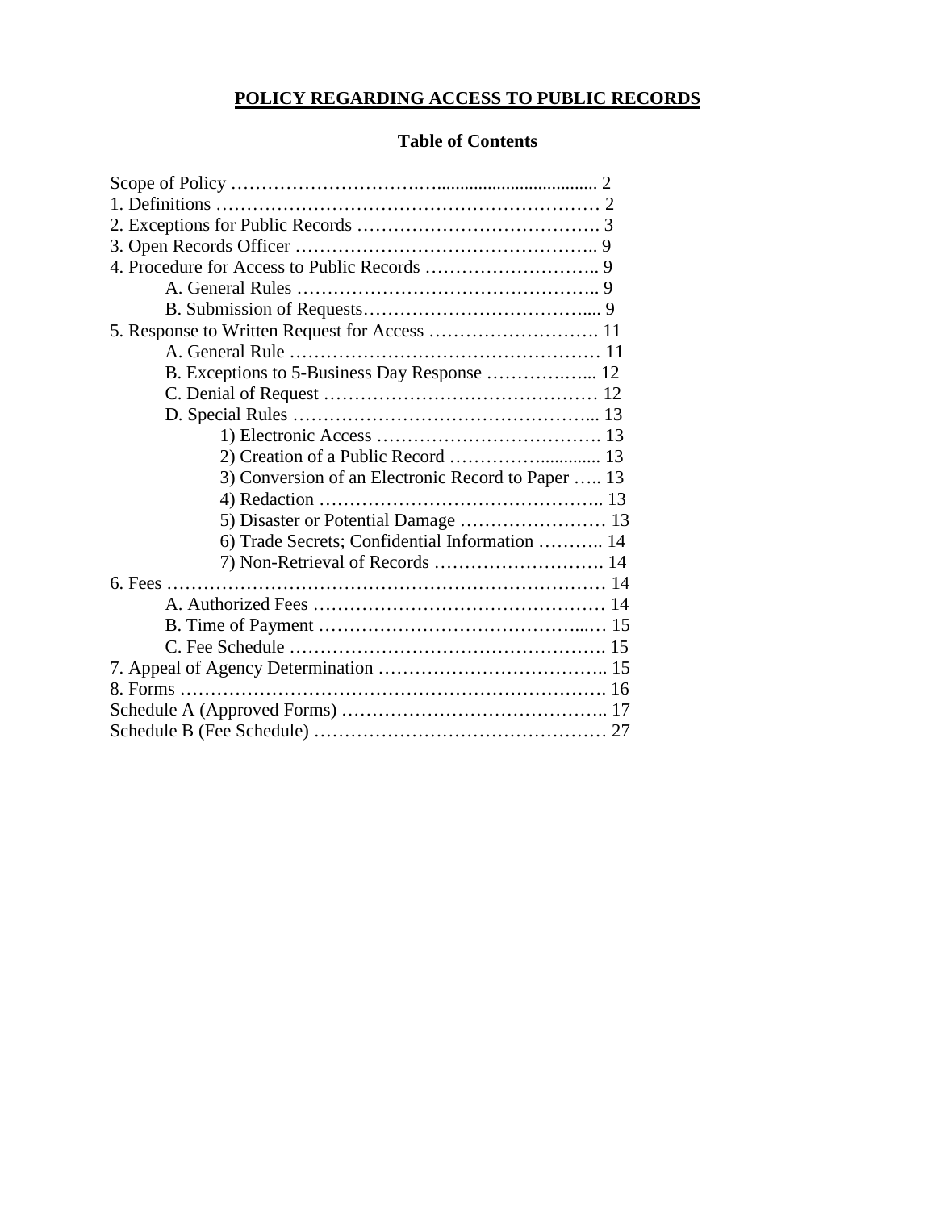# POLICY REGARDING ACCESS TO PUBLIC RECORDS

## Table of Contents

Scope of Policy ........................................................................ 2
1. Definitions ........................................................................ 2
2. Exceptions for Public Records ........................................................................ 3
3. Open Records Officer ........................................................................ 9
4. Procedure for Access to Public Records ........................................................................ 9
  A. General Rules ........................................................................ 9
  B. Submission of Requests........................................................................ 9
5. Response to Written Request for Access ........................................................................ 11
  A. General Rule ........................................................................ 11
  B. Exceptions to 5-Business Day Response ........................................................................ 12
  C. Denial of Request ........................................................................ 12
  D. Special Rules ........................................................................ 13
    1) Electronic Access ........................................................................ 13
    2) Creation of a Public Record ........................................................................ 13
    3) Conversion of an Electronic Record to Paper ........................................................................ 13
    4) Redaction ........................................................................ 13
    5) Disaster or Potential Damage ........................................................................ 13
    6) Trade Secrets; Confidential Information ........................................................................ 14
    7) Non-Retrieval of Records ........................................................................ 14
6. Fees ........................................................................ 14
  A. Authorized Fees ........................................................................ 14
  B. Time of Payment ........................................................................ 15
  C. Fee Schedule ........................................................................ 15
7. Appeal of Agency Determination ........................................................................ 15
8. Forms ........................................................................ 16
Schedule A (Approved Forms) ........................................................................ 17
Schedule B (Fee Schedule) ........................................................................ 27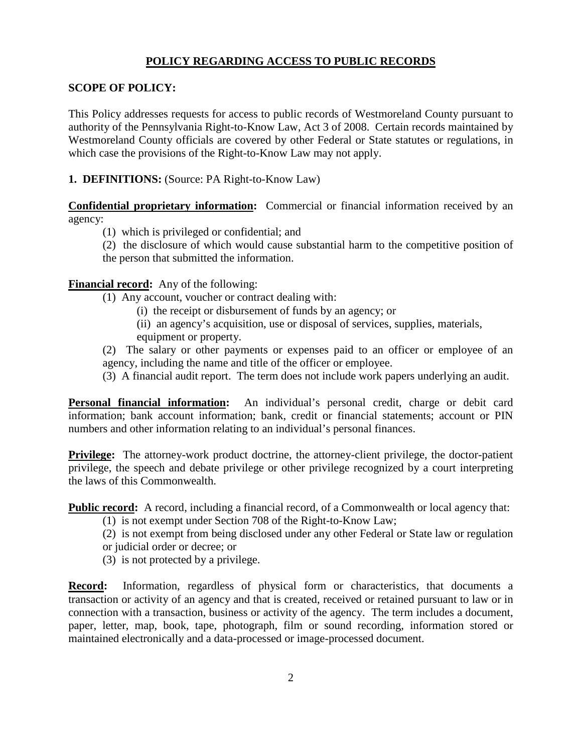## POLICY REGARDING ACCESS TO PUBLIC RECORDS

**SCOPE OF POLICY:**

This Policy addresses requests for access to public records of Westmoreland County pursuant to authority of the Pennsylvania Right-to-Know Law, Act 3 of 2008. Certain records maintained by Westmoreland County officials are covered by other Federal or State statutes or regulations, in which case the provisions of the Right-to-Know Law may not apply.

**1. DEFINITIONS:** (Source: PA Right-to-Know Law)

**Confidential proprietary information:** Commercial or financial information received by an agency:

(1) which is privileged or confidential; and

(2) the disclosure of which would cause substantial harm to the competitive position of the person that submitted the information.

**Financial record:** Any of the following:

(1) Any account, voucher or contract dealing with:

(i) the receipt or disbursement of funds by an agency; or

(ii) an agency's acquisition, use or disposal of services, supplies, materials, equipment or property.

(2) The salary or other payments or expenses paid to an officer or employee of an agency, including the name and title of the officer or employee.

(3) A financial audit report. The term does not include work papers underlying an audit.

**Personal financial information:** An individual's personal credit, charge or debit card information; bank account information; bank, credit or financial statements; account or PIN numbers and other information relating to an individual's personal finances.

**Privilege:** The attorney-work product doctrine, the attorney-client privilege, the doctor-patient privilege, the speech and debate privilege or other privilege recognized by a court interpreting the laws of this Commonwealth.

**Public record:** A record, including a financial record, of a Commonwealth or local agency that:

(1) is not exempt under Section 708 of the Right-to-Know Law;

(2) is not exempt from being disclosed under any other Federal or State law or regulation or judicial order or decree; or

(3) is not protected by a privilege.

**Record:** Information, regardless of physical form or characteristics, that documents a transaction or activity of an agency and that is created, received or retained pursuant to law or in connection with a transaction, business or activity of the agency. The term includes a document, paper, letter, map, book, tape, photograph, film or sound recording, information stored or maintained electronically and a data-processed or image-processed document.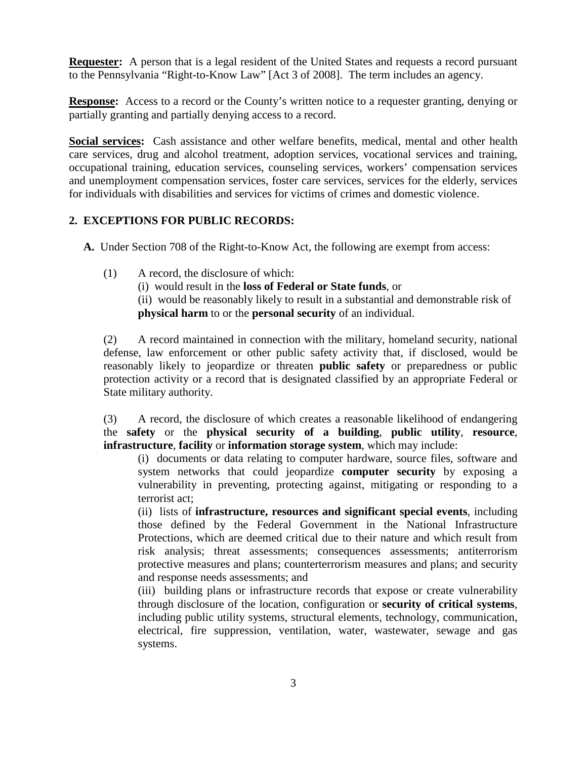**Requester:** A person that is a legal resident of the United States and requests a record pursuant to the Pennsylvania "Right-to-Know Law" [Act 3 of 2008]. The term includes an agency.

**Response:** Access to a record or the County's written notice to a requester granting, denying or partially granting and partially denying access to a record.

**Social services:** Cash assistance and other welfare benefits, medical, mental and other health care services, drug and alcohol treatment, adoption services, vocational services and training, occupational training, education services, counseling services, workers' compensation services and unemployment compensation services, foster care services, services for the elderly, services for individuals with disabilities and services for victims of crimes and domestic violence.

## 2. EXCEPTIONS FOR PUBLIC RECORDS:

**A.** Under Section 708 of the Right-to-Know Act, the following are exempt from access:

(1) A record, the disclosure of which:

(i) would result in the **loss of Federal or State funds**, or

(ii) would be reasonably likely to result in a substantial and demonstrable risk of **physical harm** to or the **personal security** of an individual.

(2) A record maintained in connection with the military, homeland security, national defense, law enforcement or other public safety activity that, if disclosed, would be reasonably likely to jeopardize or threaten **public safety** or preparedness or public protection activity or a record that is designated classified by an appropriate Federal or State military authority.

(3) A record, the disclosure of which creates a reasonable likelihood of endangering the **safety** or the **physical security of a building**, **public utility**, **resource**, **infrastructure**, **facility** or **information storage system**, which may include:

(i) documents or data relating to computer hardware, source files, software and system networks that could jeopardize **computer security** by exposing a vulnerability in preventing, protecting against, mitigating or responding to a terrorist act;

(ii) lists of **infrastructure, resources and significant special events**, including those defined by the Federal Government in the National Infrastructure Protections, which are deemed critical due to their nature and which result from risk analysis; threat assessments; consequences assessments; antiterrorism protective measures and plans; counterterrorism measures and plans; and security and response needs assessments; and

(iii) building plans or infrastructure records that expose or create vulnerability through disclosure of the location, configuration or **security of critical systems**, including public utility systems, structural elements, technology, communication, electrical, fire suppression, ventilation, water, wastewater, sewage and gas systems.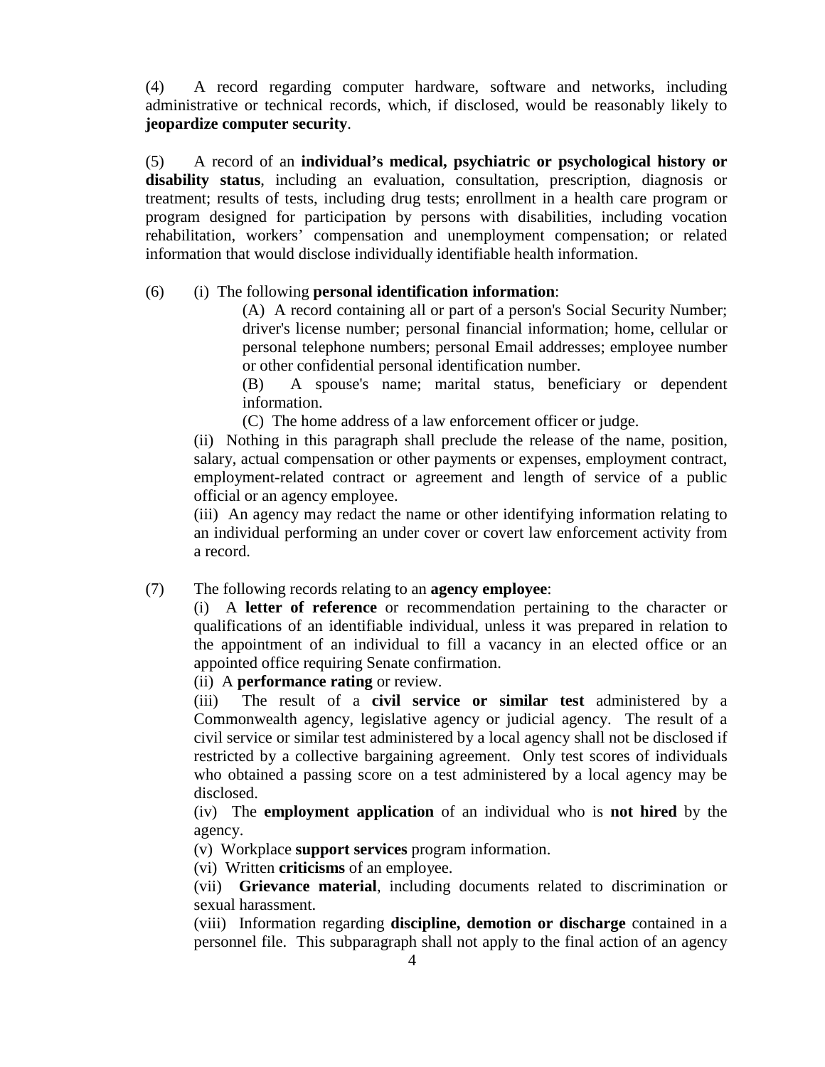(4) A record regarding computer hardware, software and networks, including administrative or technical records, which, if disclosed, would be reasonably likely to **jeopardize computer security**.

(5) A record of an **individual's medical, psychiatric or psychological history or disability status**, including an evaluation, consultation, prescription, diagnosis or treatment; results of tests, including drug tests; enrollment in a health care program or program designed for participation by persons with disabilities, including vocation rehabilitation, workers' compensation and unemployment compensation; or related information that would disclose individually identifiable health information.

(6) (i) The following **personal identification information**:

(A) A record containing all or part of a person's Social Security Number; driver's license number; personal financial information; home, cellular or personal telephone numbers; personal Email addresses; employee number or other confidential personal identification number.

(B) A spouse's name; marital status, beneficiary or dependent information.

(C) The home address of a law enforcement officer or judge.

(ii) Nothing in this paragraph shall preclude the release of the name, position, salary, actual compensation or other payments or expenses, employment contract, employment-related contract or agreement and length of service of a public official or an agency employee.

(iii) An agency may redact the name or other identifying information relating to an individual performing an under cover or covert law enforcement activity from a record.

(7) The following records relating to an **agency employee**:

(i) A **letter of reference** or recommendation pertaining to the character or qualifications of an identifiable individual, unless it was prepared in relation to the appointment of an individual to fill a vacancy in an elected office or an appointed office requiring Senate confirmation.

(ii) A **performance rating** or review.

(iii) The result of a **civil service or similar test** administered by a Commonwealth agency, legislative agency or judicial agency. The result of a civil service or similar test administered by a local agency shall not be disclosed if restricted by a collective bargaining agreement. Only test scores of individuals who obtained a passing score on a test administered by a local agency may be disclosed.

(iv) The **employment application** of an individual who is **not hired** by the agency.

(v) Workplace **support services** program information.

(vi) Written **criticisms** of an employee.

(vii) **Grievance material**, including documents related to discrimination or sexual harassment.

(viii) Information regarding **discipline, demotion or discharge** contained in a personnel file. This subparagraph shall not apply to the final action of an agency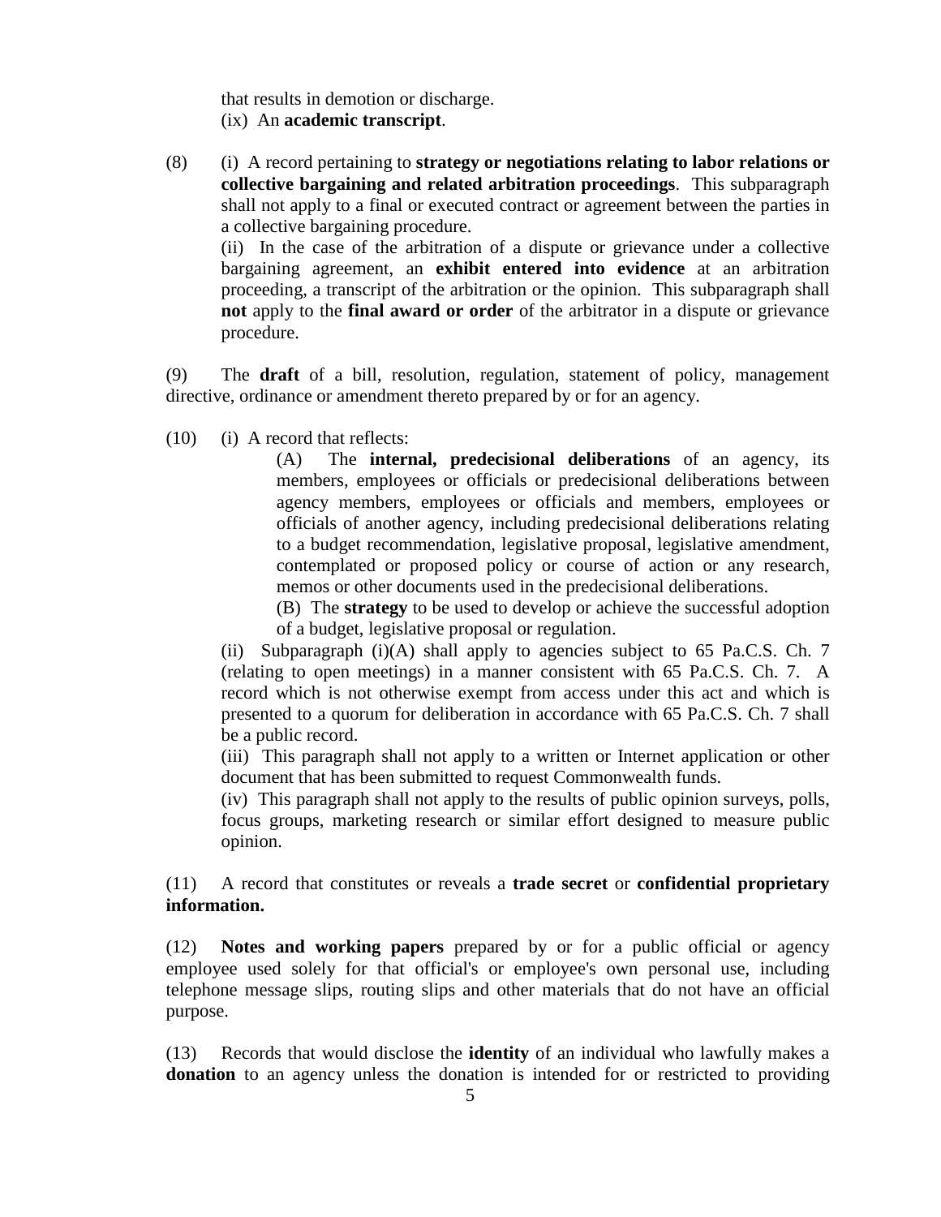that results in demotion or discharge.

(ix) An **academic transcript**.

(8) (i) A record pertaining to **strategy or negotiations relating to labor relations or collective bargaining and related arbitration proceedings**. This subparagraph shall not apply to a final or executed contract or agreement between the parties in a collective bargaining procedure.

(ii) In the case of the arbitration of a dispute or grievance under a collective bargaining agreement, an **exhibit entered into evidence** at an arbitration proceeding, a transcript of the arbitration or the opinion. This subparagraph shall **not** apply to the **final award or order** of the arbitrator in a dispute or grievance procedure.

(9) The **draft** of a bill, resolution, regulation, statement of policy, management directive, ordinance or amendment thereto prepared by or for an agency.

(10) (i) A record that reflects:

(A) The **internal, predecisional deliberations** of an agency, its members, employees or officials or predecisional deliberations between agency members, employees or officials and members, employees or officials of another agency, including predecisional deliberations relating to a budget recommendation, legislative proposal, legislative amendment, contemplated or proposed policy or course of action or any research, memos or other documents used in the predecisional deliberations.

(B) The **strategy** to be used to develop or achieve the successful adoption of a budget, legislative proposal or regulation.

(ii) Subparagraph (i)(A) shall apply to agencies subject to 65 Pa.C.S. Ch. 7 (relating to open meetings) in a manner consistent with 65 Pa.C.S. Ch. 7. A record which is not otherwise exempt from access under this act and which is presented to a quorum for deliberation in accordance with 65 Pa.C.S. Ch. 7 shall be a public record.

(iii) This paragraph shall not apply to a written or Internet application or other document that has been submitted to request Commonwealth funds.

(iv) This paragraph shall not apply to the results of public opinion surveys, polls, focus groups, marketing research or similar effort designed to measure public opinion.

(11) A record that constitutes or reveals a **trade secret** or **confidential proprietary information.**

(12) **Notes and working papers** prepared by or for a public official or agency employee used solely for that official's or employee's own personal use, including telephone message slips, routing slips and other materials that do not have an official purpose.

(13) Records that would disclose the **identity** of an individual who lawfully makes a **donation** to an agency unless the donation is intended for or restricted to providing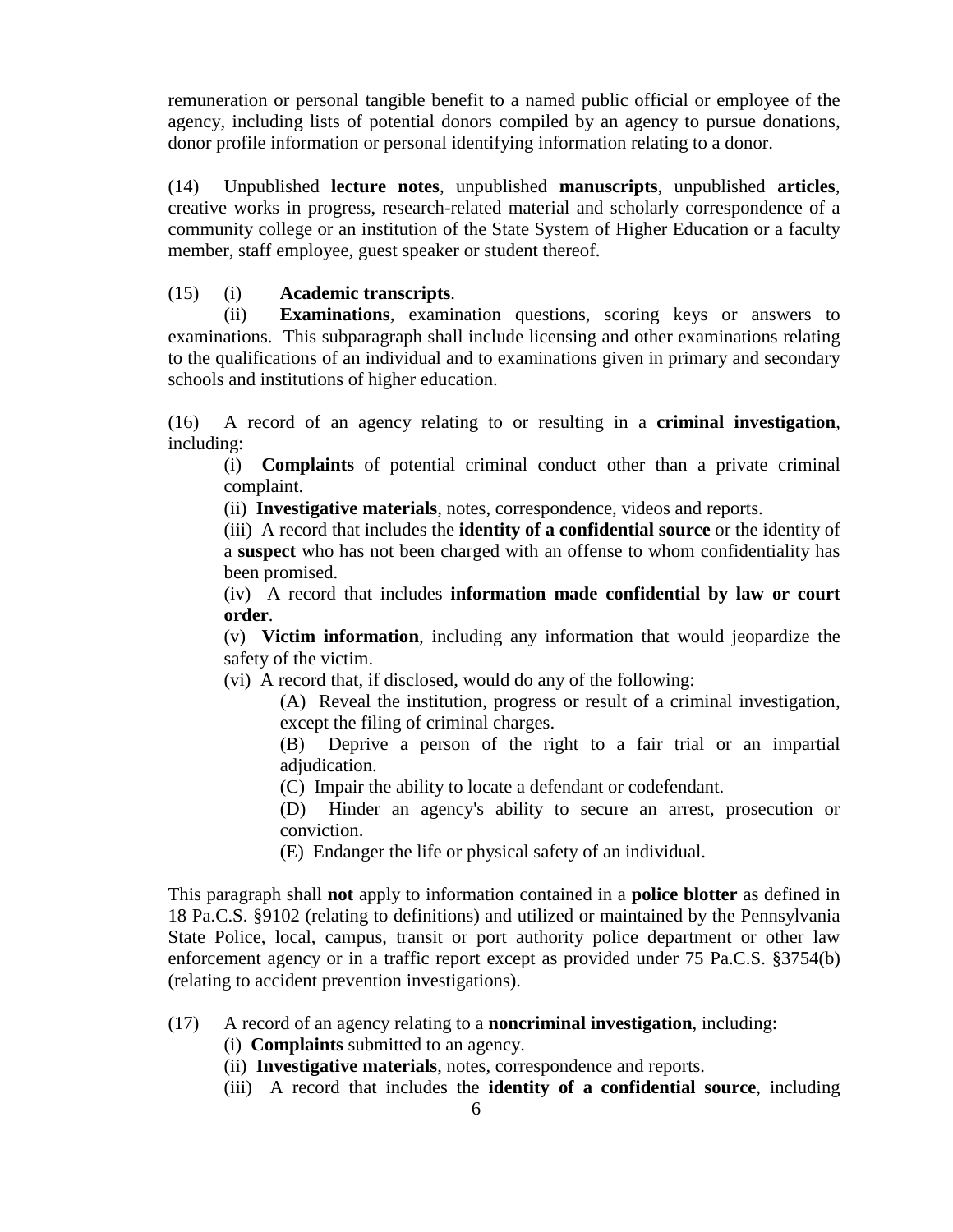remuneration or personal tangible benefit to a named public official or employee of the agency, including lists of potential donors compiled by an agency to pursue donations, donor profile information or personal identifying information relating to a donor.

(14) Unpublished **lecture notes**, unpublished **manuscripts**, unpublished **articles**, creative works in progress, research-related material and scholarly correspondence of a community college or an institution of the State System of Higher Education or a faculty member, staff employee, guest speaker or student thereof.

(15) (i) **Academic transcripts**.

(ii) **Examinations**, examination questions, scoring keys or answers to examinations. This subparagraph shall include licensing and other examinations relating to the qualifications of an individual and to examinations given in primary and secondary schools and institutions of higher education.

(16) A record of an agency relating to or resulting in a **criminal investigation**, including:

(i) **Complaints** of potential criminal conduct other than a private criminal complaint.

(ii) **Investigative materials**, notes, correspondence, videos and reports.

(iii) A record that includes the **identity of a confidential source** or the identity of a **suspect** who has not been charged with an offense to whom confidentiality has been promised.

(iv) A record that includes **information made confidential by law or court order**.

(v) **Victim information**, including any information that would jeopardize the safety of the victim.

(vi) A record that, if disclosed, would do any of the following:

(A) Reveal the institution, progress or result of a criminal investigation, except the filing of criminal charges.

(B) Deprive a person of the right to a fair trial or an impartial adjudication.

(C) Impair the ability to locate a defendant or codefendant.

(D) Hinder an agency's ability to secure an arrest, prosecution or conviction.

(E) Endanger the life or physical safety of an individual.

This paragraph shall **not** apply to information contained in a **police blotter** as defined in 18 Pa.C.S. §9102 (relating to definitions) and utilized or maintained by the Pennsylvania State Police, local, campus, transit or port authority police department or other law enforcement agency or in a traffic report except as provided under 75 Pa.C.S. §3754(b) (relating to accident prevention investigations).

(17) A record of an agency relating to a **noncriminal investigation**, including:

(i) **Complaints** submitted to an agency.

(ii) **Investigative materials**, notes, correspondence and reports.

(iii) A record that includes the **identity of a confidential source**, including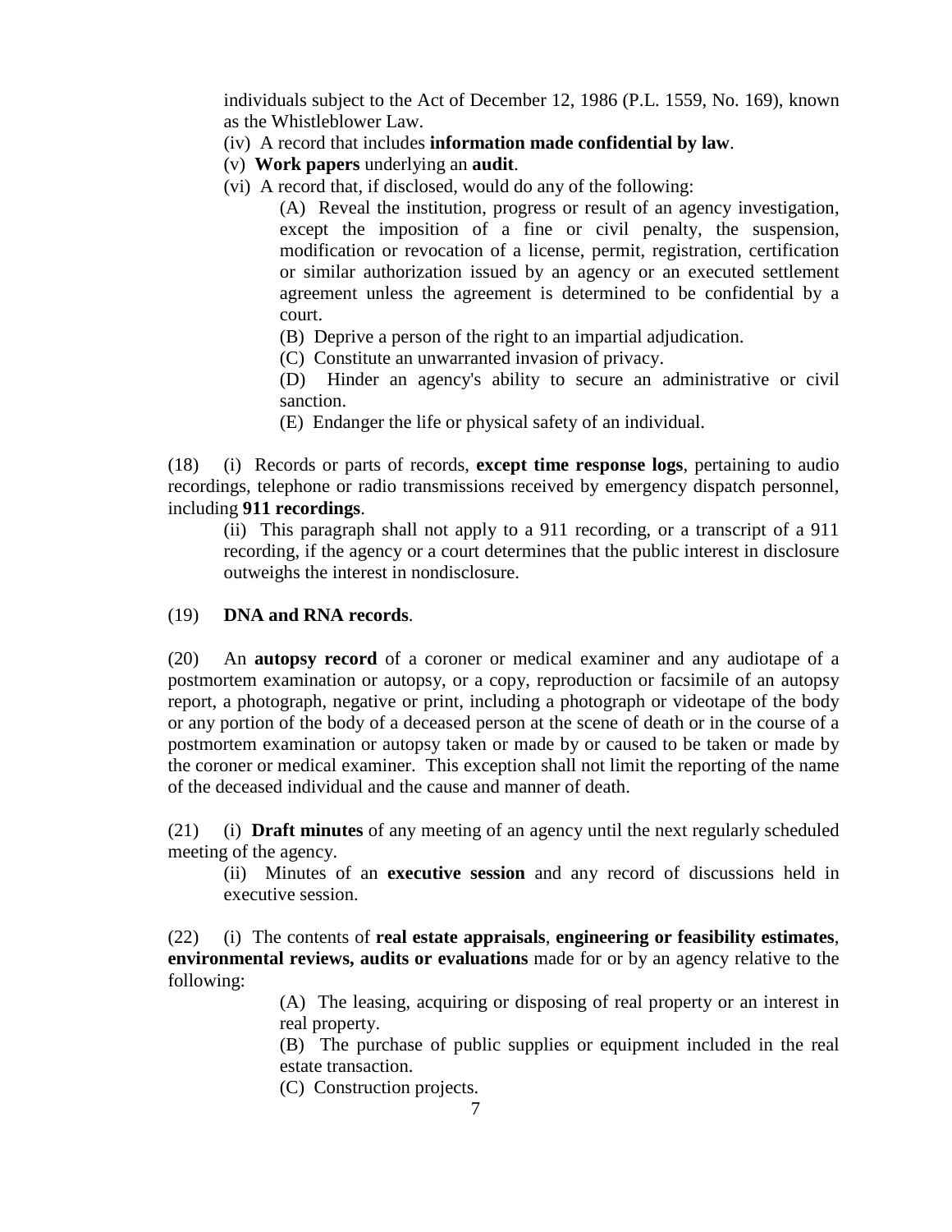individuals subject to the Act of December 12, 1986 (P.L. 1559, No. 169), known as the Whistleblower Law.

(iv) A record that includes **information made confidential by law**.

(v) **Work papers** underlying an **audit**.

(vi) A record that, if disclosed, would do any of the following:

(A) Reveal the institution, progress or result of an agency investigation, except the imposition of a fine or civil penalty, the suspension, modification or revocation of a license, permit, registration, certification or similar authorization issued by an agency or an executed settlement agreement unless the agreement is determined to be confidential by a court.

(B) Deprive a person of the right to an impartial adjudication.

(C) Constitute an unwarranted invasion of privacy.

(D) Hinder an agency's ability to secure an administrative or civil sanction.

(E) Endanger the life or physical safety of an individual.

(18) (i) Records or parts of records, **except time response logs**, pertaining to audio recordings, telephone or radio transmissions received by emergency dispatch personnel, including **911 recordings**.

(ii) This paragraph shall not apply to a 911 recording, or a transcript of a 911 recording, if the agency or a court determines that the public interest in disclosure outweighs the interest in nondisclosure.

(19) **DNA and RNA records**.

(20) An **autopsy record** of a coroner or medical examiner and any audiotape of a postmortem examination or autopsy, or a copy, reproduction or facsimile of an autopsy report, a photograph, negative or print, including a photograph or videotape of the body or any portion of the body of a deceased person at the scene of death or in the course of a postmortem examination or autopsy taken or made by or caused to be taken or made by the coroner or medical examiner. This exception shall not limit the reporting of the name of the deceased individual and the cause and manner of death.

(21) (i) **Draft minutes** of any meeting of an agency until the next regularly scheduled meeting of the agency.

(ii) Minutes of an **executive session** and any record of discussions held in executive session.

(22) (i) The contents of **real estate appraisals**, **engineering or feasibility estimates**, **environmental reviews, audits or evaluations** made for or by an agency relative to the following:

(A) The leasing, acquiring or disposing of real property or an interest in real property.

(B) The purchase of public supplies or equipment included in the real estate transaction.

(C) Construction projects.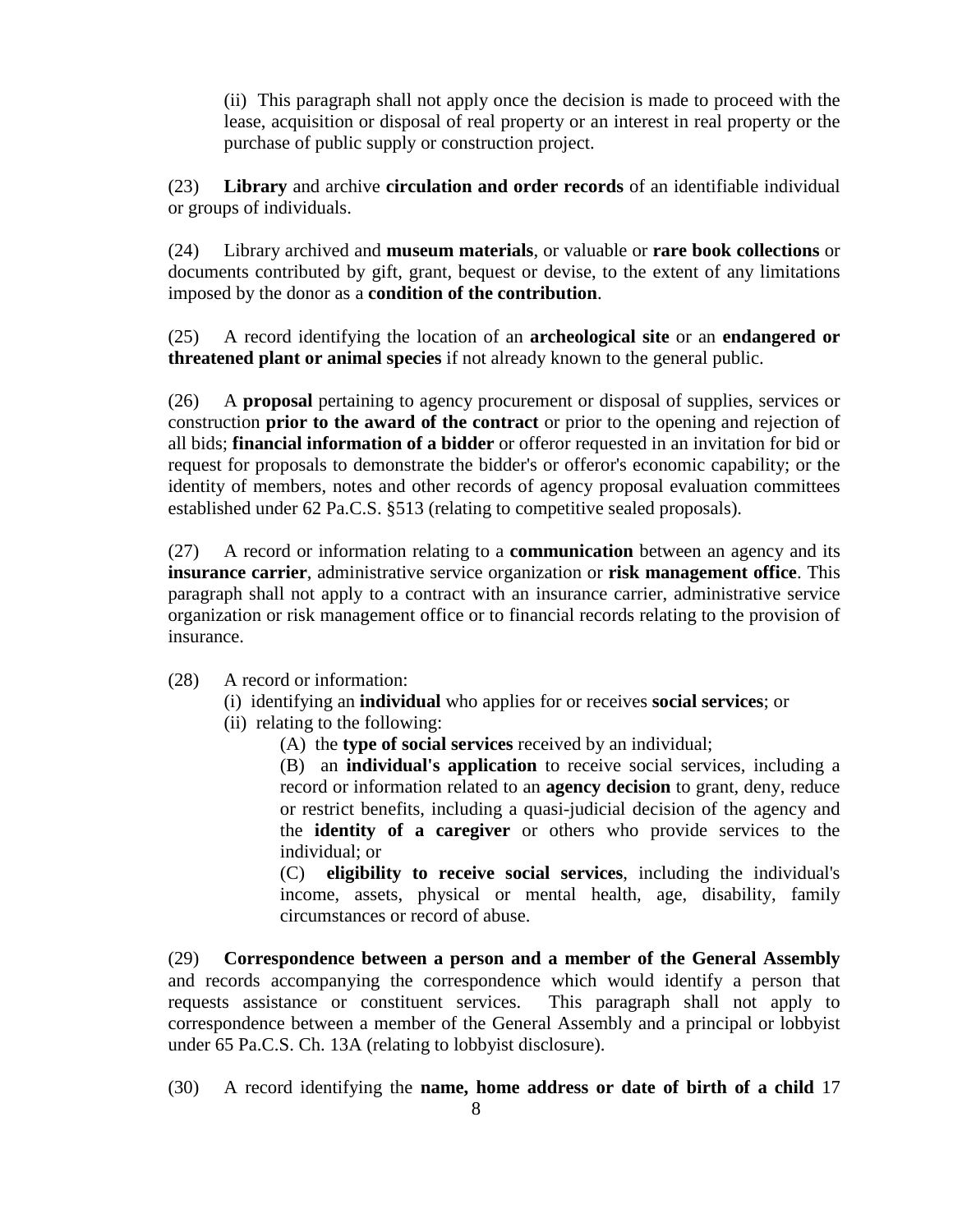(ii) This paragraph shall not apply once the decision is made to proceed with the lease, acquisition or disposal of real property or an interest in real property or the purchase of public supply or construction project.

(23) **Library** and archive **circulation and order records** of an identifiable individual or groups of individuals.

(24) Library archived and **museum materials**, or valuable or **rare book collections** or documents contributed by gift, grant, bequest or devise, to the extent of any limitations imposed by the donor as a **condition of the contribution**.

(25) A record identifying the location of an **archeological site** or an **endangered or threatened plant or animal species** if not already known to the general public.

(26) A **proposal** pertaining to agency procurement or disposal of supplies, services or construction **prior to the award of the contract** or prior to the opening and rejection of all bids; **financial information of a bidder** or offeror requested in an invitation for bid or request for proposals to demonstrate the bidder's or offeror's economic capability; or the identity of members, notes and other records of agency proposal evaluation committees established under 62 Pa.C.S. §513 (relating to competitive sealed proposals).

(27) A record or information relating to a **communication** between an agency and its **insurance carrier**, administrative service organization or **risk management office**. This paragraph shall not apply to a contract with an insurance carrier, administrative service organization or risk management office or to financial records relating to the provision of insurance.

(28) A record or information:

(i) identifying an **individual** who applies for or receives **social services**; or

(ii) relating to the following:

(A) the **type of social services** received by an individual;

(B) an **individual's application** to receive social services, including a record or information related to an **agency decision** to grant, deny, reduce or restrict benefits, including a quasi-judicial decision of the agency and the **identity of a caregiver** or others who provide services to the individual; or

(C) **eligibility to receive social services**, including the individual's income, assets, physical or mental health, age, disability, family circumstances or record of abuse.

(29) **Correspondence between a person and a member of the General Assembly** and records accompanying the correspondence which would identify a person that requests assistance or constituent services. This paragraph shall not apply to correspondence between a member of the General Assembly and a principal or lobbyist under 65 Pa.C.S. Ch. 13A (relating to lobbyist disclosure).

(30) A record identifying the **name, home address or date of birth of a child** 17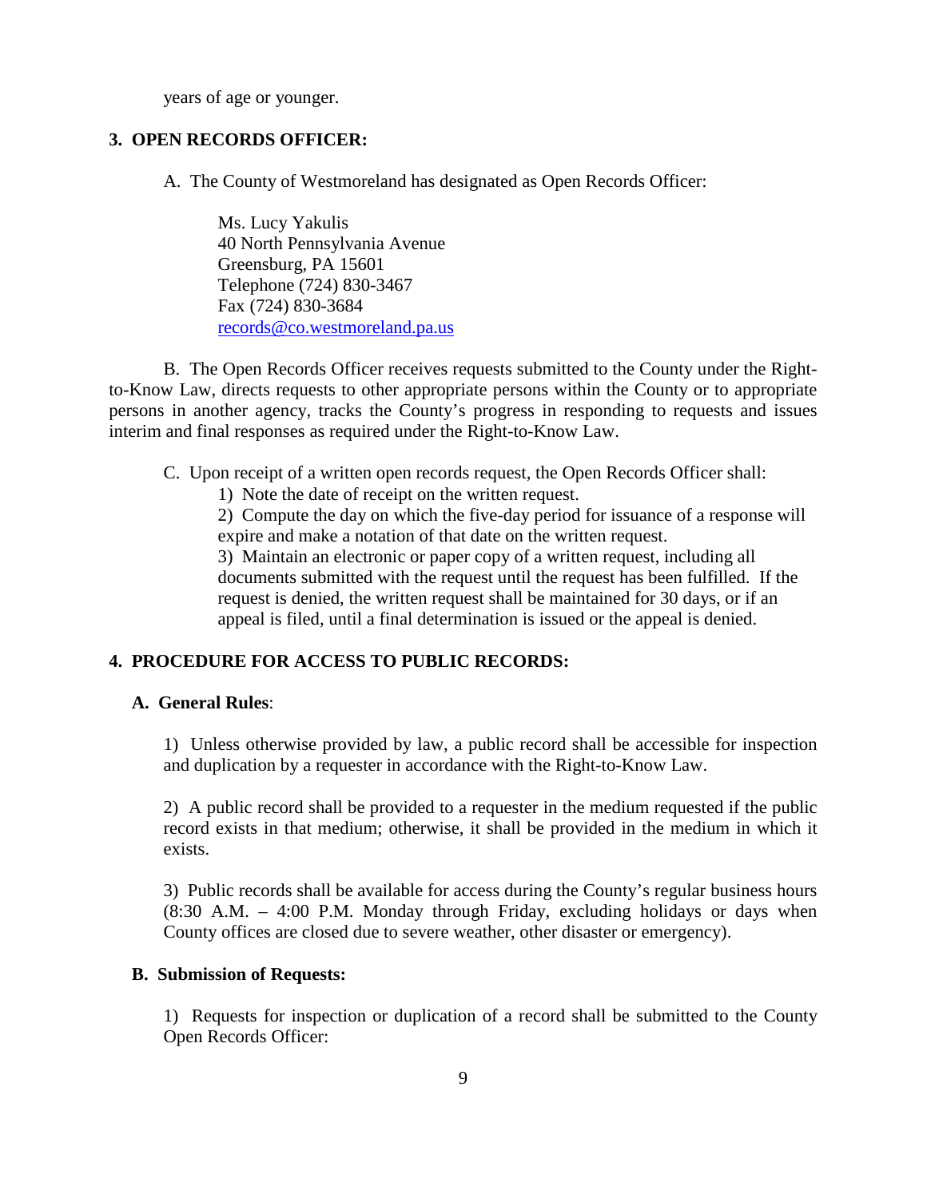years of age or younger.

## 3. OPEN RECORDS OFFICER:

A. The County of Westmoreland has designated as Open Records Officer:

Ms. Lucy Yakulis
40 North Pennsylvania Avenue
Greensburg, PA 15601
Telephone (724) 830-3467
Fax (724) 830-3684
records@co.westmoreland.pa.us

B. The Open Records Officer receives requests submitted to the County under the Right-to-Know Law, directs requests to other appropriate persons within the County or to appropriate persons in another agency, tracks the County's progress in responding to requests and issues interim and final responses as required under the Right-to-Know Law.

C. Upon receipt of a written open records request, the Open Records Officer shall:

1) Note the date of receipt on the written request.

2) Compute the day on which the five-day period for issuance of a response will expire and make a notation of that date on the written request.

3) Maintain an electronic or paper copy of a written request, including all documents submitted with the request until the request has been fulfilled. If the request is denied, the written request shall be maintained for 30 days, or if an appeal is filed, until a final determination is issued or the appeal is denied.

## 4. PROCEDURE FOR ACCESS TO PUBLIC RECORDS:

### A. General Rules:

1) Unless otherwise provided by law, a public record shall be accessible for inspection and duplication by a requester in accordance with the Right-to-Know Law.

2) A public record shall be provided to a requester in the medium requested if the public record exists in that medium; otherwise, it shall be provided in the medium in which it exists.

3) Public records shall be available for access during the County's regular business hours (8:30 A.M. – 4:00 P.M. Monday through Friday, excluding holidays or days when County offices are closed due to severe weather, other disaster or emergency).

### B. Submission of Requests:

1) Requests for inspection or duplication of a record shall be submitted to the County Open Records Officer: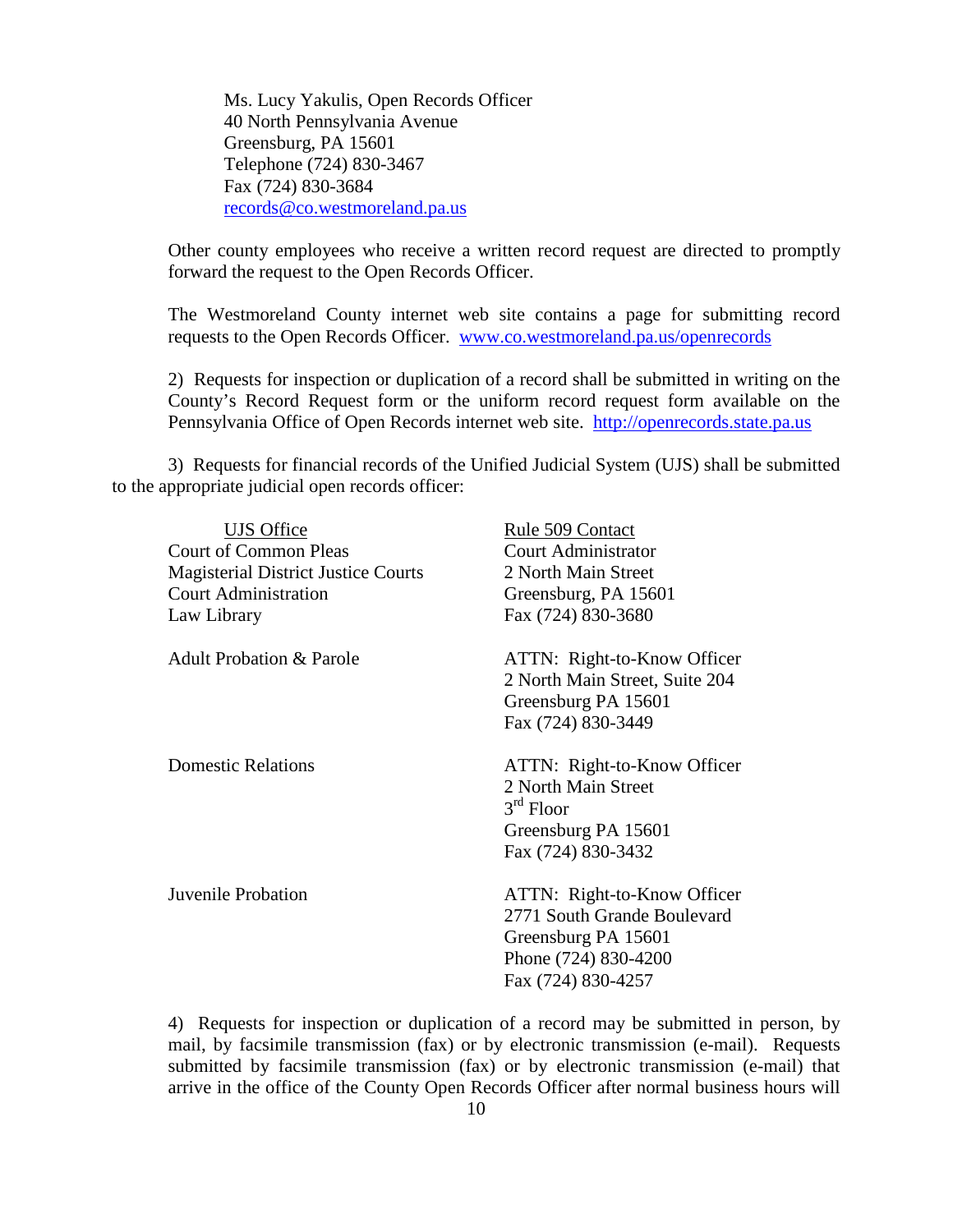Ms. Lucy Yakulis, Open Records Officer
40 North Pennsylvania Avenue
Greensburg, PA 15601
Telephone (724) 830-3467
Fax (724) 830-3684
[records@co.westmoreland.pa.us](mailto:records@co.westmoreland.pa.us)

Other county employees who receive a written record request are directed to promptly forward the request to the Open Records Officer.

The Westmoreland County internet web site contains a page for submitting record requests to the Open Records Officer. [www.co.westmoreland.pa.us/openrecords](http://www.co.westmoreland.pa.us/openrecords)

2) Requests for inspection or duplication of a record shall be submitted in writing on the County's Record Request form or the uniform record request form available on the Pennsylvania Office of Open Records internet web site. [http://openrecords.state.pa.us](http://openrecords.state.pa.us)

3) Requests for financial records of the Unified Judicial System (UJS) shall be submitted to the appropriate judicial open records officer:

| UJS Office | Rule 509 Contact |
| --- | --- |
| Court of Common Pleas<br>Magisterial District Justice Courts<br>Court Administration<br>Law Library | Court Administrator<br>2 North Main Street<br>Greensburg, PA 15601<br>Fax (724) 830-3680 |
| Adult Probation & Parole | ATTN: Right-to-Know Officer<br>2 North Main Street, Suite 204<br>Greensburg PA 15601<br>Fax (724) 830-3449 |
| Domestic Relations | ATTN: Right-to-Know Officer<br>2 North Main Street<br>3rd Floor<br>Greensburg PA 15601<br>Fax (724) 830-3432 |
| Juvenile Probation | ATTN: Right-to-Know Officer<br>2771 South Grande Boulevard<br>Greensburg PA 15601<br>Phone (724) 830-4200<br>Fax (724) 830-4257 |

4) Requests for inspection or duplication of a record may be submitted in person, by mail, by facsimile transmission (fax) or by electronic transmission (e-mail). Requests submitted by facsimile transmission (fax) or by electronic transmission (e-mail) that arrive in the office of the County Open Records Officer after normal business hours will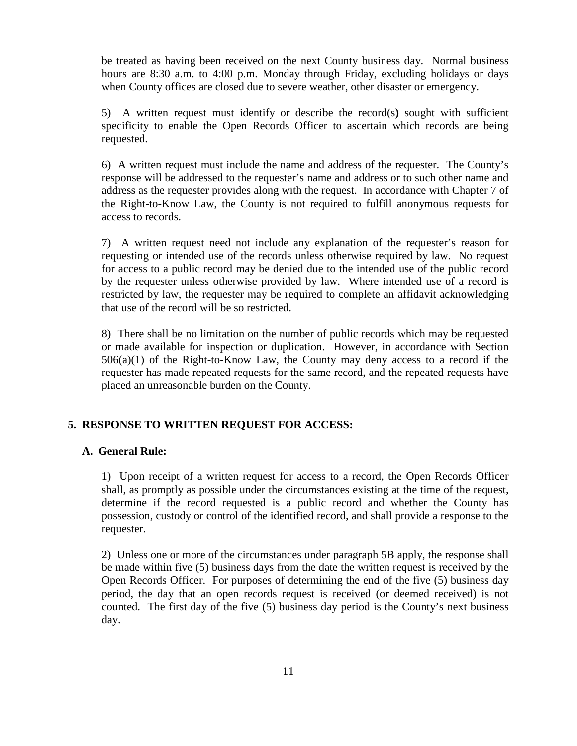be treated as having been received on the next County business day. Normal business hours are 8:30 a.m. to 4:00 p.m. Monday through Friday, excluding holidays or days when County offices are closed due to severe weather, other disaster or emergency.

5) A written request must identify or describe the record(s) sought with sufficient specificity to enable the Open Records Officer to ascertain which records are being requested.

6) A written request must include the name and address of the requester. The County's response will be addressed to the requester's name and address or to such other name and address as the requester provides along with the request. In accordance with Chapter 7 of the Right-to-Know Law, the County is not required to fulfill anonymous requests for access to records.

7) A written request need not include any explanation of the requester's reason for requesting or intended use of the records unless otherwise required by law. No request for access to a public record may be denied due to the intended use of the public record by the requester unless otherwise provided by law. Where intended use of a record is restricted by law, the requester may be required to complete an affidavit acknowledging that use of the record will be so restricted.

8) There shall be no limitation on the number of public records which may be requested or made available for inspection or duplication. However, in accordance with Section 506(a)(1) of the Right-to-Know Law, the County may deny access to a record if the requester has made repeated requests for the same record, and the repeated requests have placed an unreasonable burden on the County.

## 5. RESPONSE TO WRITTEN REQUEST FOR ACCESS:

### A. General Rule:

1) Upon receipt of a written request for access to a record, the Open Records Officer shall, as promptly as possible under the circumstances existing at the time of the request, determine if the record requested is a public record and whether the County has possession, custody or control of the identified record, and shall provide a response to the requester.

2) Unless one or more of the circumstances under paragraph 5B apply, the response shall be made within five (5) business days from the date the written request is received by the Open Records Officer. For purposes of determining the end of the five (5) business day period, the day that an open records request is received (or deemed received) is not counted. The first day of the five (5) business day period is the County's next business day.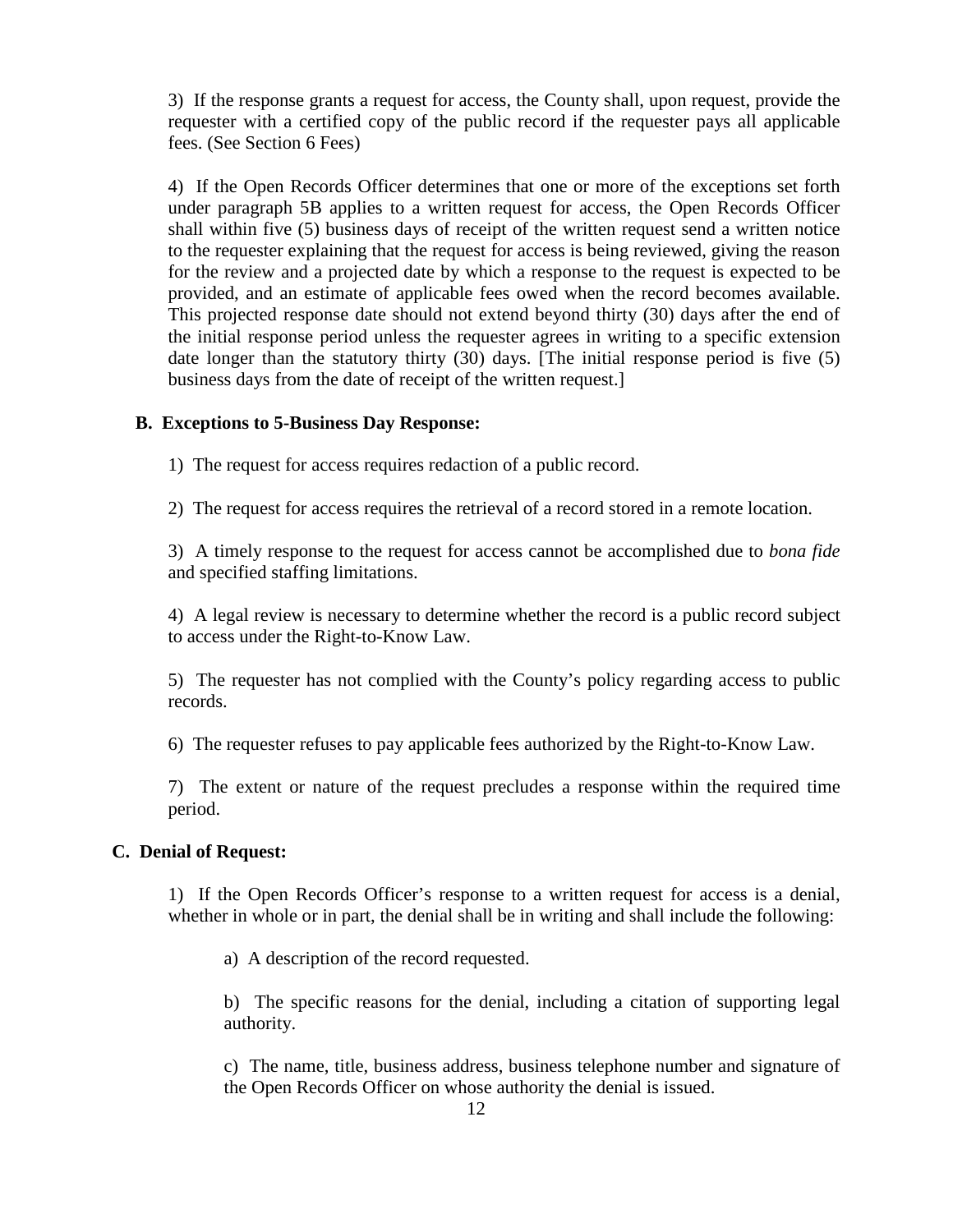3) If the response grants a request for access, the County shall, upon request, provide the requester with a certified copy of the public record if the requester pays all applicable fees. (See Section 6 Fees)

4) If the Open Records Officer determines that one or more of the exceptions set forth under paragraph 5B applies to a written request for access, the Open Records Officer shall within five (5) business days of receipt of the written request send a written notice to the requester explaining that the request for access is being reviewed, giving the reason for the review and a projected date by which a response to the request is expected to be provided, and an estimate of applicable fees owed when the record becomes available. This projected response date should not extend beyond thirty (30) days after the end of the initial response period unless the requester agrees in writing to a specific extension date longer than the statutory thirty (30) days. [The initial response period is five (5) business days from the date of receipt of the written request.]

**B. Exceptions to 5-Business Day Response:**

1) The request for access requires redaction of a public record.

2) The request for access requires the retrieval of a record stored in a remote location.

3) A timely response to the request for access cannot be accomplished due to *bona fide* and specified staffing limitations.

4) A legal review is necessary to determine whether the record is a public record subject to access under the Right-to-Know Law.

5) The requester has not complied with the County's policy regarding access to public records.

6) The requester refuses to pay applicable fees authorized by the Right-to-Know Law.

7) The extent or nature of the request precludes a response within the required time period.

**C. Denial of Request:**

1) If the Open Records Officer's response to a written request for access is a denial, whether in whole or in part, the denial shall be in writing and shall include the following:

a) A description of the record requested.

b) The specific reasons for the denial, including a citation of supporting legal authority.

c) The name, title, business address, business telephone number and signature of the Open Records Officer on whose authority the denial is issued.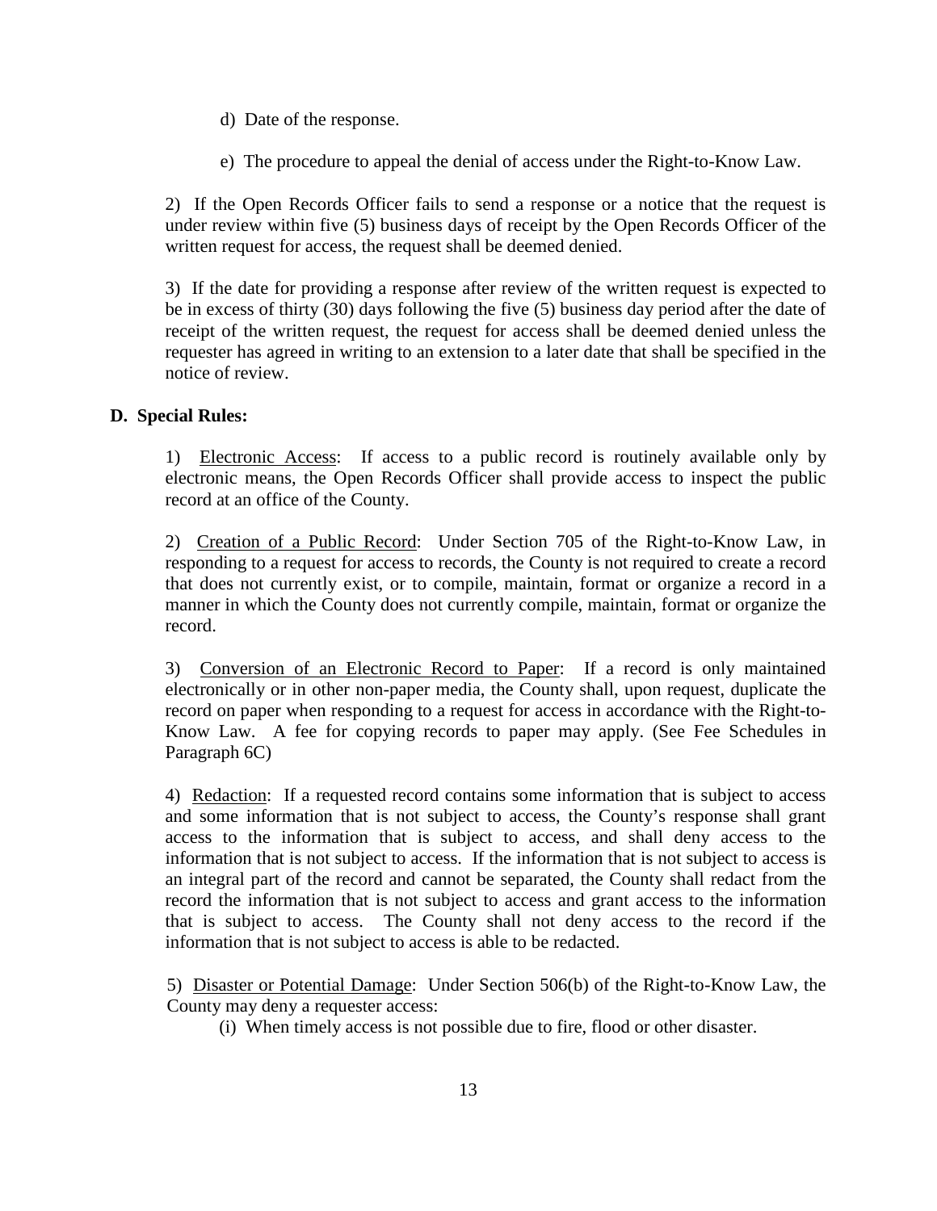d) Date of the response.

e) The procedure to appeal the denial of access under the Right-to-Know Law.

2) If the Open Records Officer fails to send a response or a notice that the request is under review within five (5) business days of receipt by the Open Records Officer of the written request for access, the request shall be deemed denied.

3) If the date for providing a response after review of the written request is expected to be in excess of thirty (30) days following the five (5) business day period after the date of receipt of the written request, the request for access shall be deemed denied unless the requester has agreed in writing to an extension to a later date that shall be specified in the notice of review.

**D. Special Rules:**

1) Electronic Access: If access to a public record is routinely available only by electronic means, the Open Records Officer shall provide access to inspect the public record at an office of the County.

2) Creation of a Public Record: Under Section 705 of the Right-to-Know Law, in responding to a request for access to records, the County is not required to create a record that does not currently exist, or to compile, maintain, format or organize a record in a manner in which the County does not currently compile, maintain, format or organize the record.

3) Conversion of an Electronic Record to Paper: If a record is only maintained electronically or in other non-paper media, the County shall, upon request, duplicate the record on paper when responding to a request for access in accordance with the Right-to-Know Law. A fee for copying records to paper may apply. (See Fee Schedules in Paragraph 6C)

4) Redaction: If a requested record contains some information that is subject to access and some information that is not subject to access, the County's response shall grant access to the information that is subject to access, and shall deny access to the information that is not subject to access. If the information that is not subject to access is an integral part of the record and cannot be separated, the County shall redact from the record the information that is not subject to access and grant access to the information that is subject to access. The County shall not deny access to the record if the information that is not subject to access is able to be redacted.

5) Disaster or Potential Damage: Under Section 506(b) of the Right-to-Know Law, the County may deny a requester access:

(i) When timely access is not possible due to fire, flood or other disaster.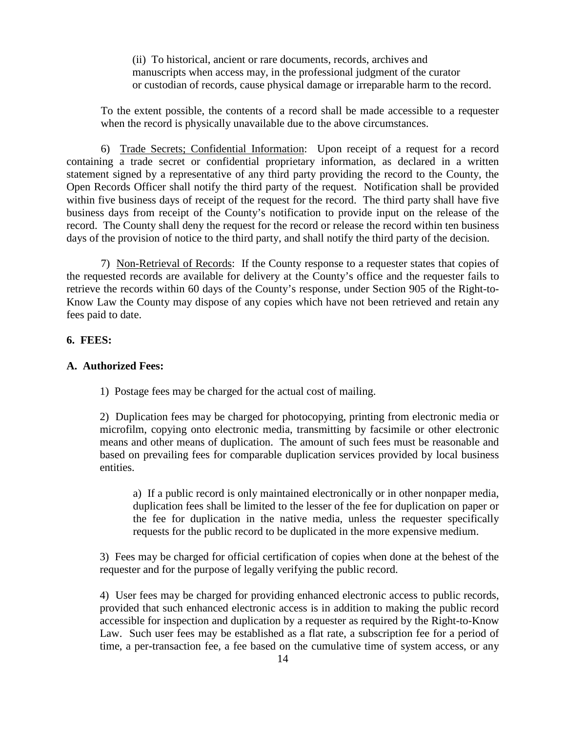(ii) To historical, ancient or rare documents, records, archives and manuscripts when access may, in the professional judgment of the curator or custodian of records, cause physical damage or irreparable harm to the record.

To the extent possible, the contents of a record shall be made accessible to a requester when the record is physically unavailable due to the above circumstances.

6) Trade Secrets; Confidential Information: Upon receipt of a request for a record containing a trade secret or confidential proprietary information, as declared in a written statement signed by a representative of any third party providing the record to the County, the Open Records Officer shall notify the third party of the request. Notification shall be provided within five business days of receipt of the request for the record. The third party shall have five business days from receipt of the County's notification to provide input on the release of the record. The County shall deny the request for the record or release the record within ten business days of the provision of notice to the third party, and shall notify the third party of the decision.

7) Non-Retrieval of Records: If the County response to a requester states that copies of the requested records are available for delivery at the County's office and the requester fails to retrieve the records within 60 days of the County's response, under Section 905 of the Right-to-Know Law the County may dispose of any copies which have not been retrieved and retain any fees paid to date.

**6. FEES:**

**A. Authorized Fees:**

1) Postage fees may be charged for the actual cost of mailing.

2) Duplication fees may be charged for photocopying, printing from electronic media or microfilm, copying onto electronic media, transmitting by facsimile or other electronic means and other means of duplication. The amount of such fees must be reasonable and based on prevailing fees for comparable duplication services provided by local business entities.

a) If a public record is only maintained electronically or in other nonpaper media, duplication fees shall be limited to the lesser of the fee for duplication on paper or the fee for duplication in the native media, unless the requester specifically requests for the public record to be duplicated in the more expensive medium.

3) Fees may be charged for official certification of copies when done at the behest of the requester and for the purpose of legally verifying the public record.

4) User fees may be charged for providing enhanced electronic access to public records, provided that such enhanced electronic access is in addition to making the public record accessible for inspection and duplication by a requester as required by the Right-to-Know Law. Such user fees may be established as a flat rate, a subscription fee for a period of time, a per-transaction fee, a fee based on the cumulative time of system access, or any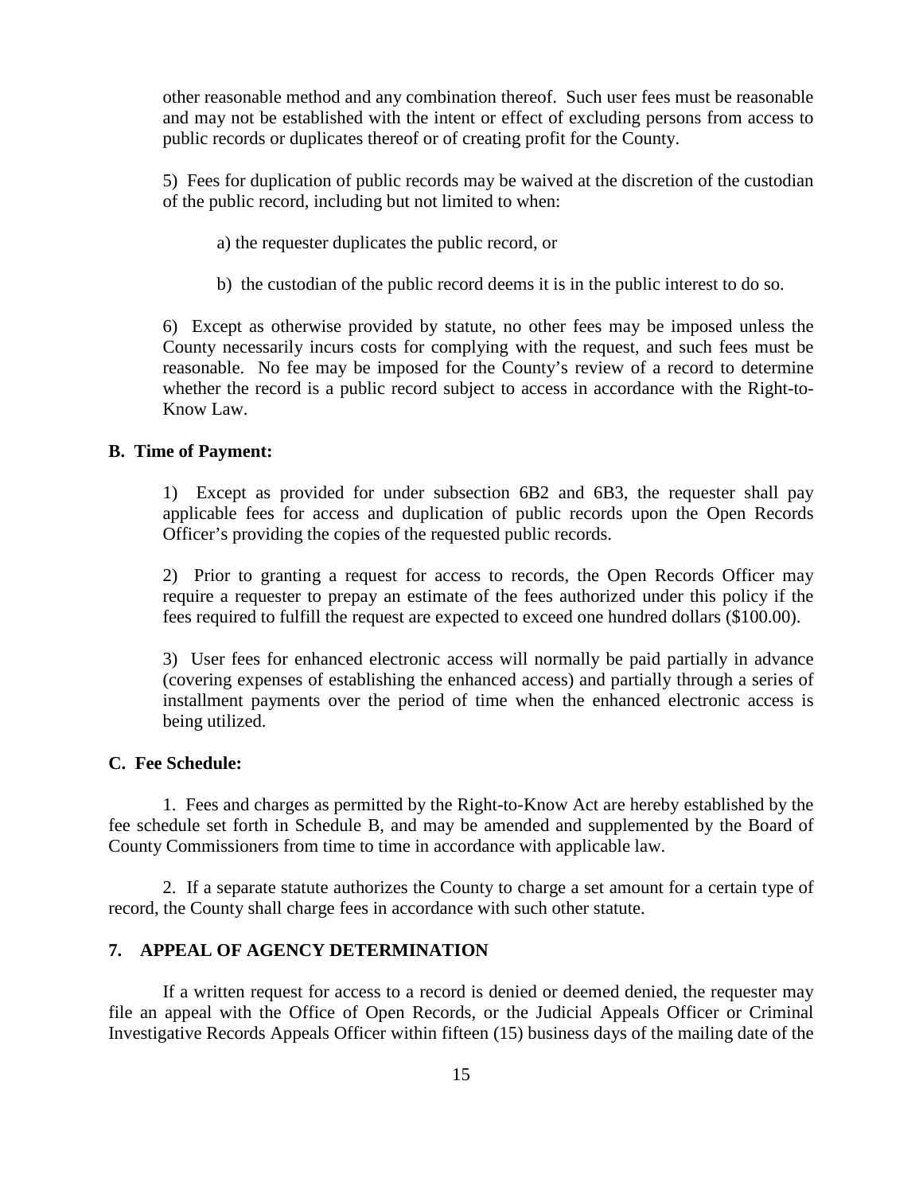other reasonable method and any combination thereof. Such user fees must be reasonable and may not be established with the intent or effect of excluding persons from access to public records or duplicates thereof or of creating profit for the County.

5) Fees for duplication of public records may be waived at the discretion of the custodian of the public record, including but not limited to when:

a) the requester duplicates the public record, or

b) the custodian of the public record deems it is in the public interest to do so.

6) Except as otherwise provided by statute, no other fees may be imposed unless the County necessarily incurs costs for complying with the request, and such fees must be reasonable. No fee may be imposed for the County's review of a record to determine whether the record is a public record subject to access in accordance with the Right-to-Know Law.

**B. Time of Payment:**

1) Except as provided for under subsection 6B2 and 6B3, the requester shall pay applicable fees for access and duplication of public records upon the Open Records Officer's providing the copies of the requested public records.

2) Prior to granting a request for access to records, the Open Records Officer may require a requester to prepay an estimate of the fees authorized under this policy if the fees required to fulfill the request are expected to exceed one hundred dollars ($100.00).

3) User fees for enhanced electronic access will normally be paid partially in advance (covering expenses of establishing the enhanced access) and partially through a series of installment payments over the period of time when the enhanced electronic access is being utilized.

**C. Fee Schedule:**

1. Fees and charges as permitted by the Right-to-Know Act are hereby established by the fee schedule set forth in Schedule B, and may be amended and supplemented by the Board of County Commissioners from time to time in accordance with applicable law.

2. If a separate statute authorizes the County to charge a set amount for a certain type of record, the County shall charge fees in accordance with such other statute.

**7. APPEAL OF AGENCY DETERMINATION**

If a written request for access to a record is denied or deemed denied, the requester may file an appeal with the Office of Open Records, or the Judicial Appeals Officer or Criminal Investigative Records Appeals Officer within fifteen (15) business days of the mailing date of the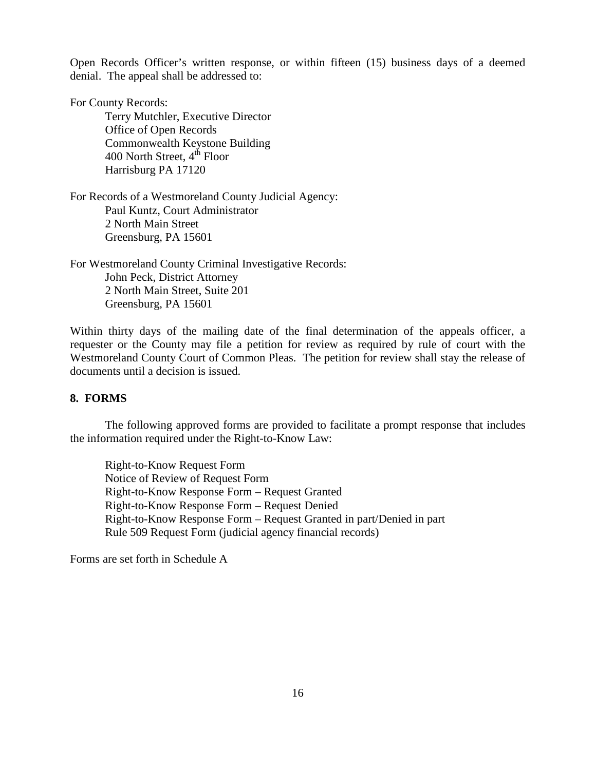Open Records Officer's written response, or within fifteen (15) business days of a deemed denial. The appeal shall be addressed to:

For County Records:

Terry Mutchler, Executive Director
Office of Open Records
Commonwealth Keystone Building
400 North Street, 4th Floor
Harrisburg PA 17120

For Records of a Westmoreland County Judicial Agency:

Paul Kuntz, Court Administrator
2 North Main Street
Greensburg, PA 15601

For Westmoreland County Criminal Investigative Records:

John Peck, District Attorney
2 North Main Street, Suite 201
Greensburg, PA 15601

Within thirty days of the mailing date of the final determination of the appeals officer, a requester or the County may file a petition for review as required by rule of court with the Westmoreland County Court of Common Pleas. The petition for review shall stay the release of documents until a decision is issued.

## 8. FORMS

The following approved forms are provided to facilitate a prompt response that includes the information required under the Right-to-Know Law:

Right-to-Know Request Form
Notice of Review of Request Form
Right-to-Know Response Form – Request Granted
Right-to-Know Response Form – Request Denied
Right-to-Know Response Form – Request Granted in part/Denied in part
Rule 509 Request Form (judicial agency financial records)

Forms are set forth in Schedule A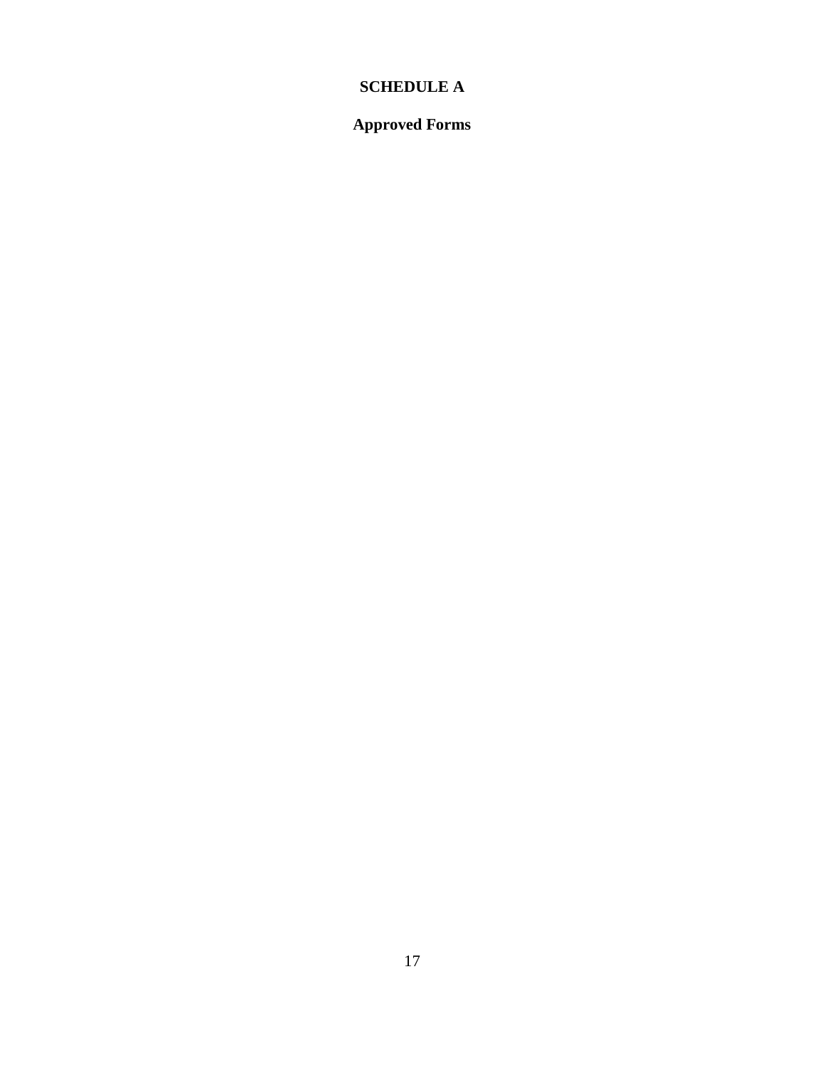# SCHEDULE A

## Approved Forms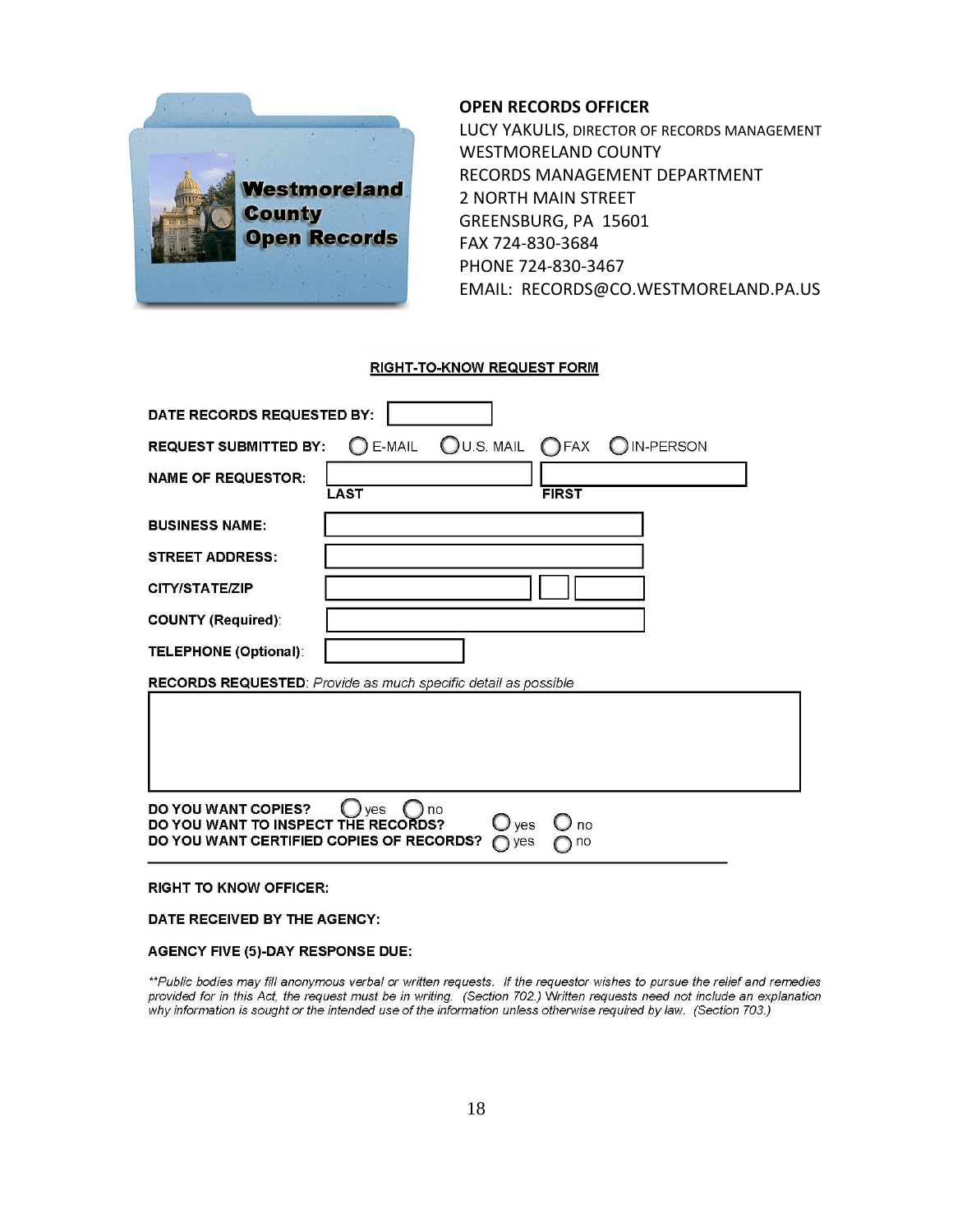Westmoreland County Open Records

**OPEN RECORDS OFFICER**
LUCY YAKULIS, DIRECTOR OF RECORDS MANAGEMENT
WESTMORELAND COUNTY
RECORDS MANAGEMENT DEPARTMENT
2 NORTH MAIN STREET
GREENSBURG, PA 15601
FAX 724-830-3684
PHONE 724-830-3467
EMAIL: RECORDS@CO.WESTMORELAND.PA.US

## RIGHT-TO-KNOW REQUEST FORM

**DATE RECORDS REQUESTED BY:** ____________

**REQUEST SUBMITTED BY:** ○ E-MAIL ○ U.S. MAIL ○ FAX ○ IN-PERSON

**NAME OF REQUESTOR:** ____________ ____________
LAST FIRST

**BUSINESS NAME:** ____________

**STREET ADDRESS:** ____________

**CITY/STATE/ZIP** ____________ ____ ____________

**COUNTY (Required):** ____________

**TELEPHONE (Optional):** ____________

**RECORDS REQUESTED**: *Provide as much specific detail as possible*

____________

**DO YOU WANT COPIES?** ○ yes ○ no
**DO YOU WANT TO INSPECT THE RECORDS?** ○ yes ○ no
**DO YOU WANT CERTIFIED COPIES OF RECORDS?** ○ yes ○ no

---

**RIGHT TO KNOW OFFICER:**

**DATE RECEIVED BY THE AGENCY:**

**AGENCY FIVE (5)-DAY RESPONSE DUE:**

*\*\*Public bodies may fill anonymous verbal or written requests. If the requestor wishes to pursue the relief and remedies provided for in this Act, the request must be in writing. (Section 702.) Written requests need not include an explanation why information is sought or the intended use of the information unless otherwise required by law. (Section 703.)*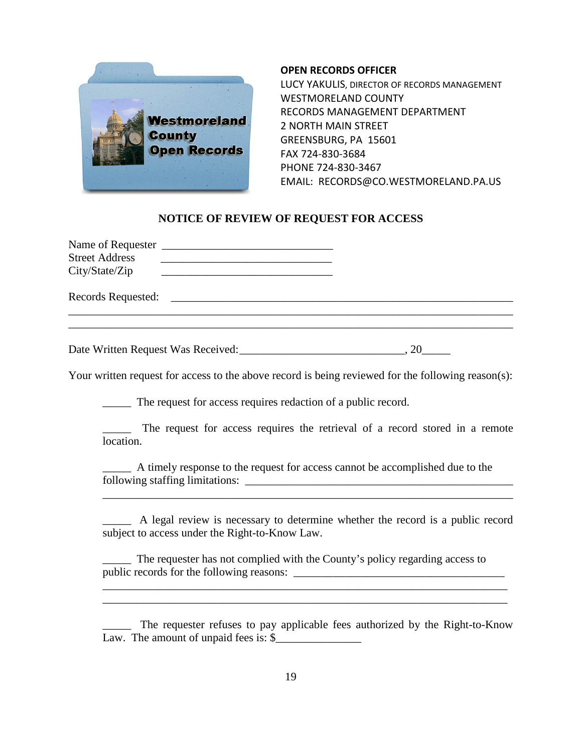Westmoreland County Open Records

**OPEN RECORDS OFFICER**
LUCY YAKULIS, DIRECTOR OF RECORDS MANAGEMENT
WESTMORELAND COUNTY
RECORDS MANAGEMENT DEPARTMENT
2 NORTH MAIN STREET
GREENSBURG, PA 15601
FAX 724-830-3684
PHONE 724-830-3467
EMAIL: RECORDS@CO.WESTMORELAND.PA.US

## NOTICE OF REVIEW OF REQUEST FOR ACCESS

Name of Requester ______________________________
Street Address ______________________________
City/State/Zip ______________________________

Records Requested: ____________________________________________________________
______________________________________________________________________________
______________________________________________________________________________

Date Written Request Was Received:______________________________, 20_____

Your written request for access to the above record is being reviewed for the following reason(s):

_____ The request for access requires redaction of a public record.

_____ The request for access requires the retrieval of a record stored in a remote location.

_____ A timely response to the request for access cannot be accomplished due to the following staffing limitations: __________________________________________________
______________________________________________________________________

_____ A legal review is necessary to determine whether the record is a public record subject to access under the Right-to-Know Law.

_____ The requester has not complied with the County's policy regarding access to public records for the following reasons: _____________________________________
______________________________________________________________________
______________________________________________________________________

_____ The requester refuses to pay applicable fees authorized by the Right-to-Know Law. The amount of unpaid fees is: $_______________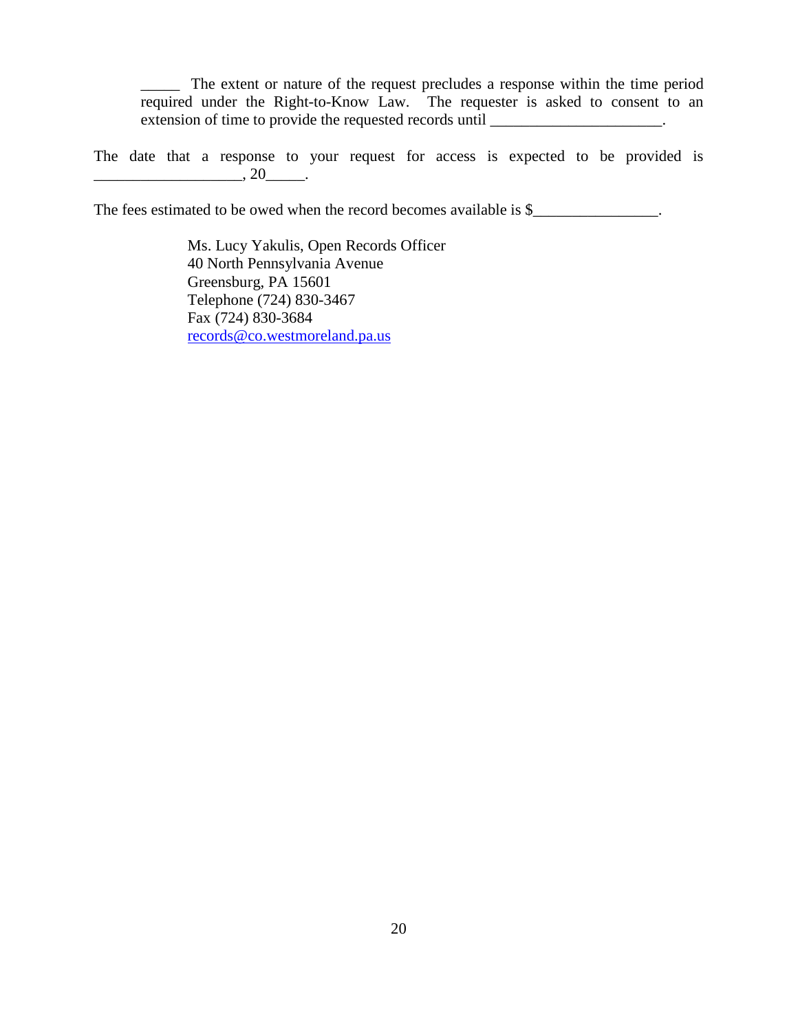_____ The extent or nature of the request precludes a response within the time period required under the Right-to-Know Law. The requester is asked to consent to an extension of time to provide the requested records until ______________________.

The date that a response to your request for access is expected to be provided is ___________________, 20_____.

The fees estimated to be owed when the record becomes available is $________________.

Ms. Lucy Yakulis, Open Records Officer  
40 North Pennsylvania Avenue  
Greensburg, PA 15601  
Telephone (724) 830-3467  
Fax (724) 830-3684  
records@co.westmoreland.pa.us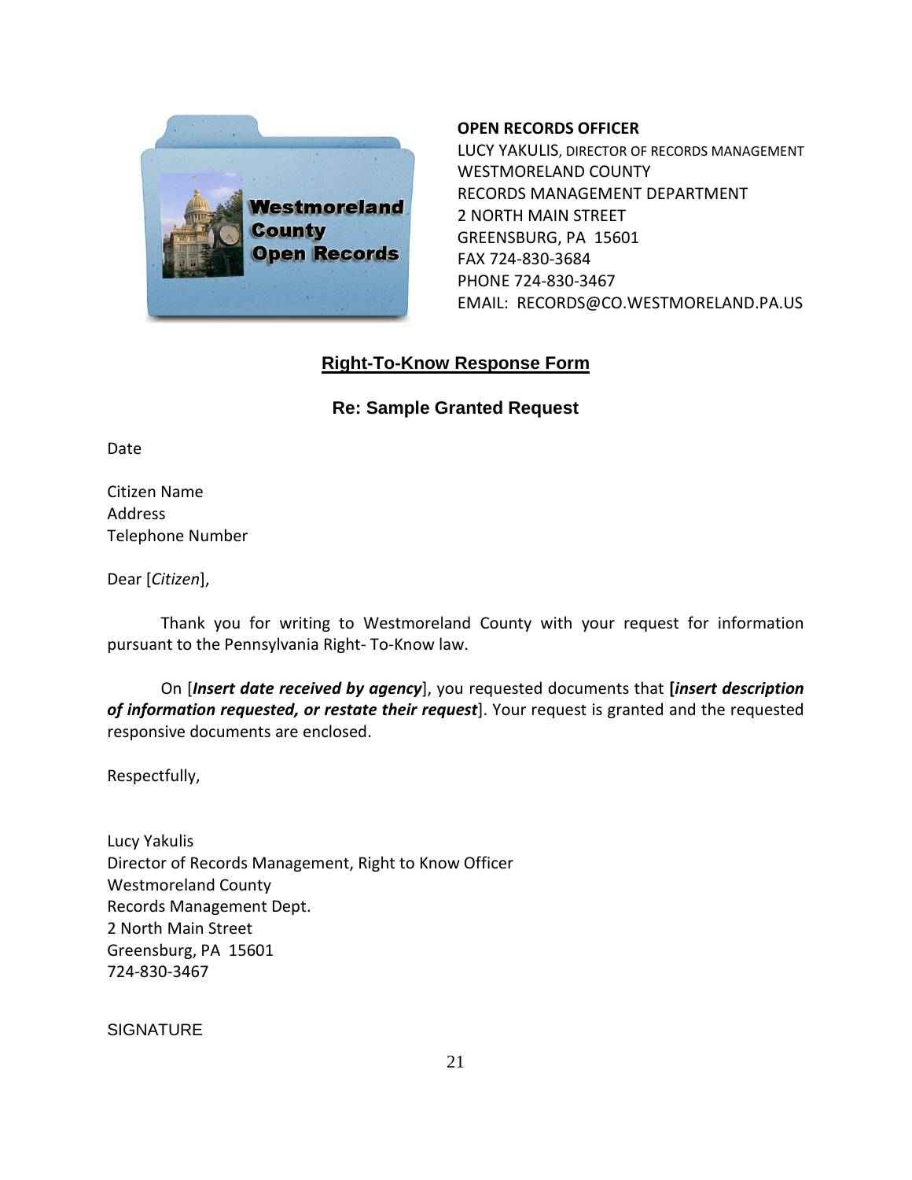Westmoreland County Open Records

**OPEN RECORDS OFFICER**
LUCY YAKULIS, DIRECTOR OF RECORDS MANAGEMENT
WESTMORELAND COUNTY
RECORDS MANAGEMENT DEPARTMENT
2 NORTH MAIN STREET
GREENSBURG, PA 15601
FAX 724-830-3684
PHONE 724-830-3467
EMAIL: RECORDS@CO.WESTMORELAND.PA.US

## Right-To-Know Response Form

### Re: Sample Granted Request

Date

Citizen Name
Address
Telephone Number

Dear [*Citizen*],

Thank you for writing to Westmoreland County with your request for information pursuant to the Pennsylvania Right- To-Know law.

On [***Insert date received by agency***], you requested documents that **[*insert description of information requested, or restate their request***]. Your request is granted and the requested responsive documents are enclosed.

Respectfully,

Lucy Yakulis
Director of Records Management, Right to Know Officer
Westmoreland County
Records Management Dept.
2 North Main Street
Greensburg, PA 15601
724-830-3467

SIGNATURE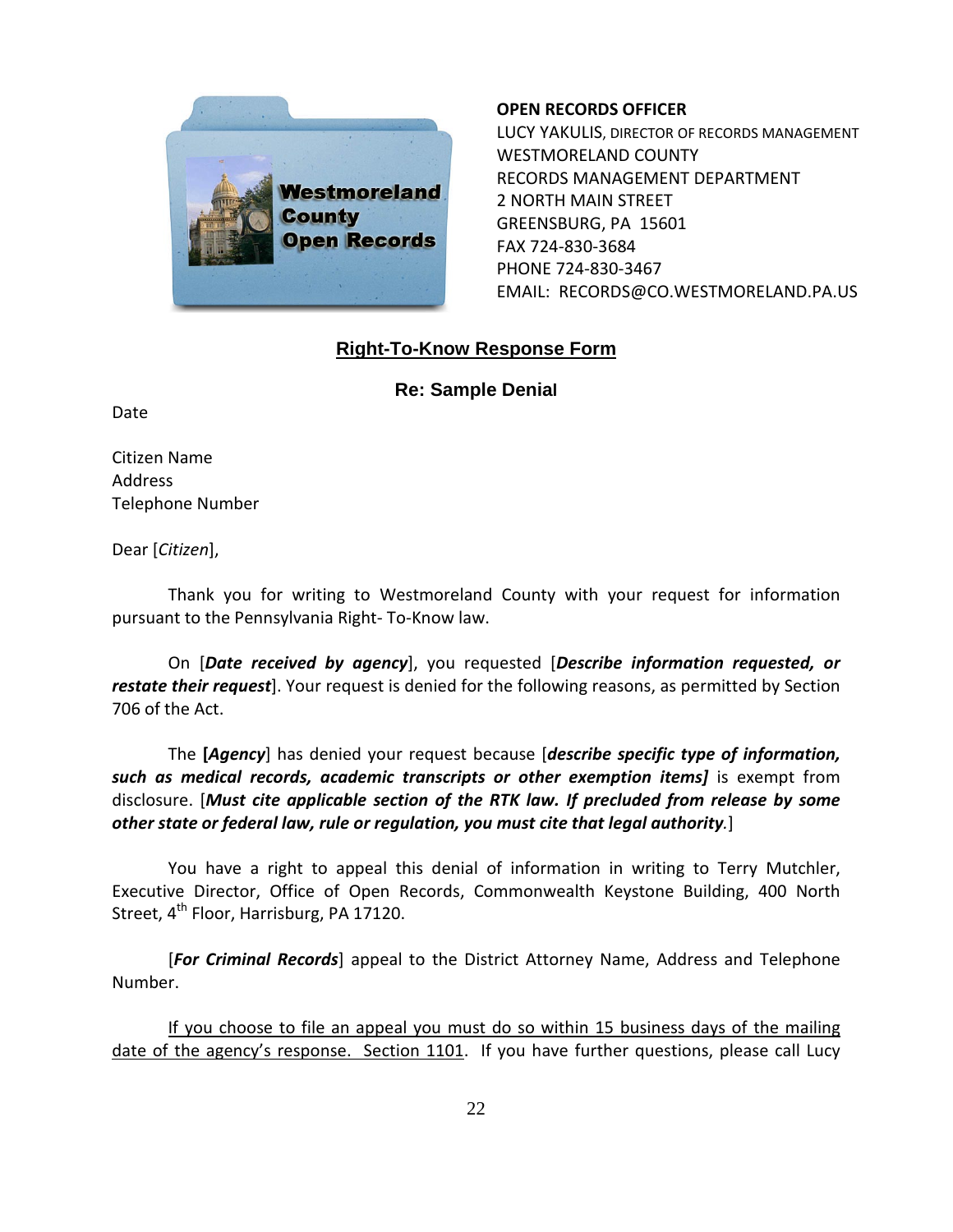**OPEN RECORDS OFFICER**
LUCY YAKULIS, DIRECTOR OF RECORDS MANAGEMENT
WESTMORELAND COUNTY
RECORDS MANAGEMENT DEPARTMENT
2 NORTH MAIN STREET
GREENSBURG, PA 15601
FAX 724-830-3684
PHONE 724-830-3467
EMAIL: RECORDS@CO.WESTMORELAND.PA.US

## Right-To-Know Response Form

### Re: Sample Denial

Date

Citizen Name
Address
Telephone Number

Dear [*Citizen*],

Thank you for writing to Westmoreland County with your request for information pursuant to the Pennsylvania Right- To-Know law.

On [***Date received by agency***], you requested [***Describe information requested, or restate their request***]. Your request is denied for the following reasons, as permitted by Section 706 of the Act.

The **[*Agency*]** has denied your request because [***describe specific type of information, such as medical records, academic transcripts or other exemption items]*** is exempt from disclosure. [***Must cite applicable section of the RTK law. If precluded from release by some other state or federal law, rule or regulation, you must cite that legal authority**.*]

You have a right to appeal this denial of information in writing to Terry Mutchler, Executive Director, Office of Open Records, Commonwealth Keystone Building, 400 North Street, 4th Floor, Harrisburg, PA 17120.

[***For Criminal Records***] appeal to the District Attorney Name, Address and Telephone Number.

<u>If you choose to file an appeal you must do so within 15 business days of the mailing date of the agency's response. Section 1101</u>. If you have further questions, please call Lucy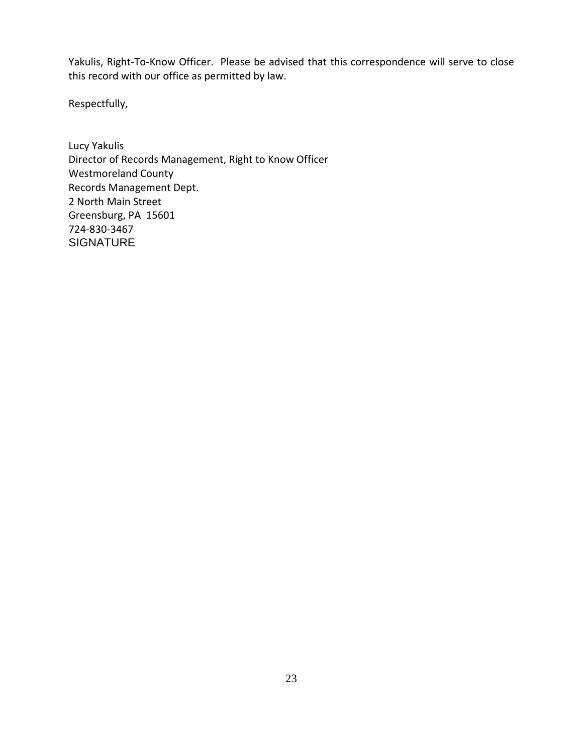Yakulis, Right-To-Know Officer. Please be advised that this correspondence will serve to close this record with our office as permitted by law.

Respectfully,

Lucy Yakulis
Director of Records Management, Right to Know Officer
Westmoreland County
Records Management Dept.
2 North Main Street
Greensburg, PA 15601
724-830-3467
SIGNATURE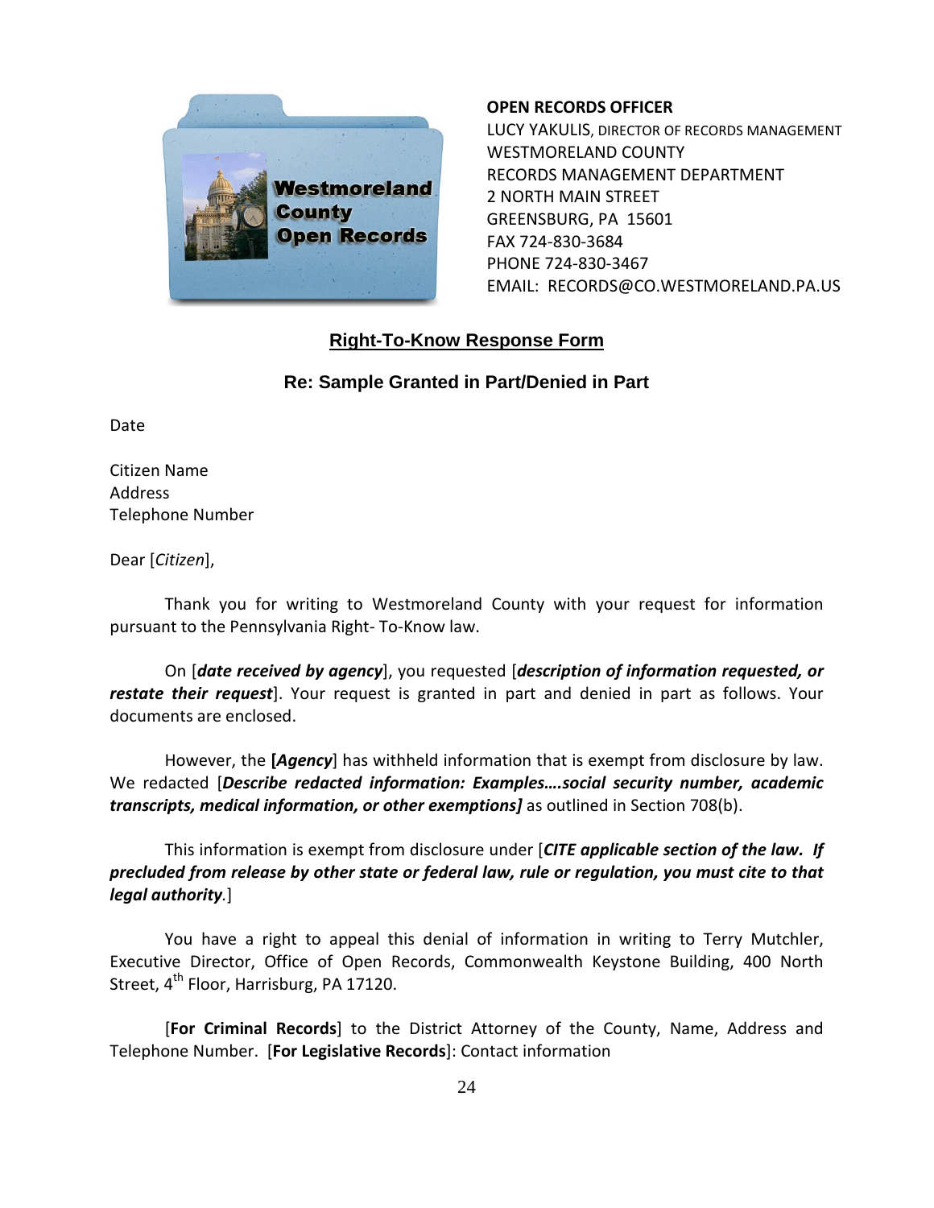**OPEN RECORDS OFFICER**
LUCY YAKULIS, DIRECTOR OF RECORDS MANAGEMENT
WESTMORELAND COUNTY
RECORDS MANAGEMENT DEPARTMENT
2 NORTH MAIN STREET
GREENSBURG, PA 15601
FAX 724-830-3684
PHONE 724-830-3467
EMAIL: RECORDS@CO.WESTMORELAND.PA.US

## Right-To-Know Response Form

### Re: Sample Granted in Part/Denied in Part

Date

Citizen Name
Address
Telephone Number

Dear [*Citizen*],

Thank you for writing to Westmoreland County with your request for information pursuant to the Pennsylvania Right- To-Know law.

On [***date received by agency***], you requested [***description of information requested, or restate their request***]. Your request is granted in part and denied in part as follows. Your documents are enclosed.

However, the **[*Agency*]** has withheld information that is exempt from disclosure by law. We redacted [***Describe redacted information: Examples….social security number, academic transcripts, medical information, or other exemptions]*** as outlined in Section 708(b).

This information is exempt from disclosure under [***CITE applicable section of the law. If precluded from release by other state or federal law, rule or regulation, you must cite to that legal authority***.]

You have a right to appeal this denial of information in writing to Terry Mutchler, Executive Director, Office of Open Records, Commonwealth Keystone Building, 400 North Street, 4th Floor, Harrisburg, PA 17120.

[**For Criminal Records**] to the District Attorney of the County, Name, Address and Telephone Number. [**For Legislative Records**]: Contact information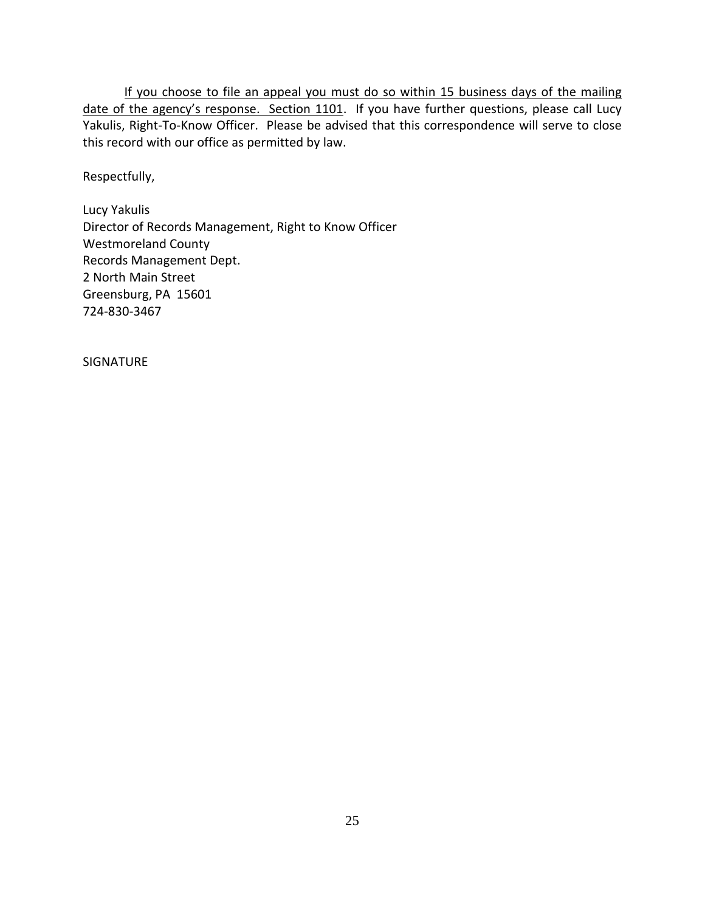<u>If you choose to file an appeal you must do so within 15 business days of the mailing date of the agency's response. Section 1101</u>. If you have further questions, please call Lucy Yakulis, Right-To-Know Officer. Please be advised that this correspondence will serve to close this record with our office as permitted by law.

Respectfully,

Lucy Yakulis
Director of Records Management, Right to Know Officer
Westmoreland County
Records Management Dept.
2 North Main Street
Greensburg, PA 15601
724-830-3467

SIGNATURE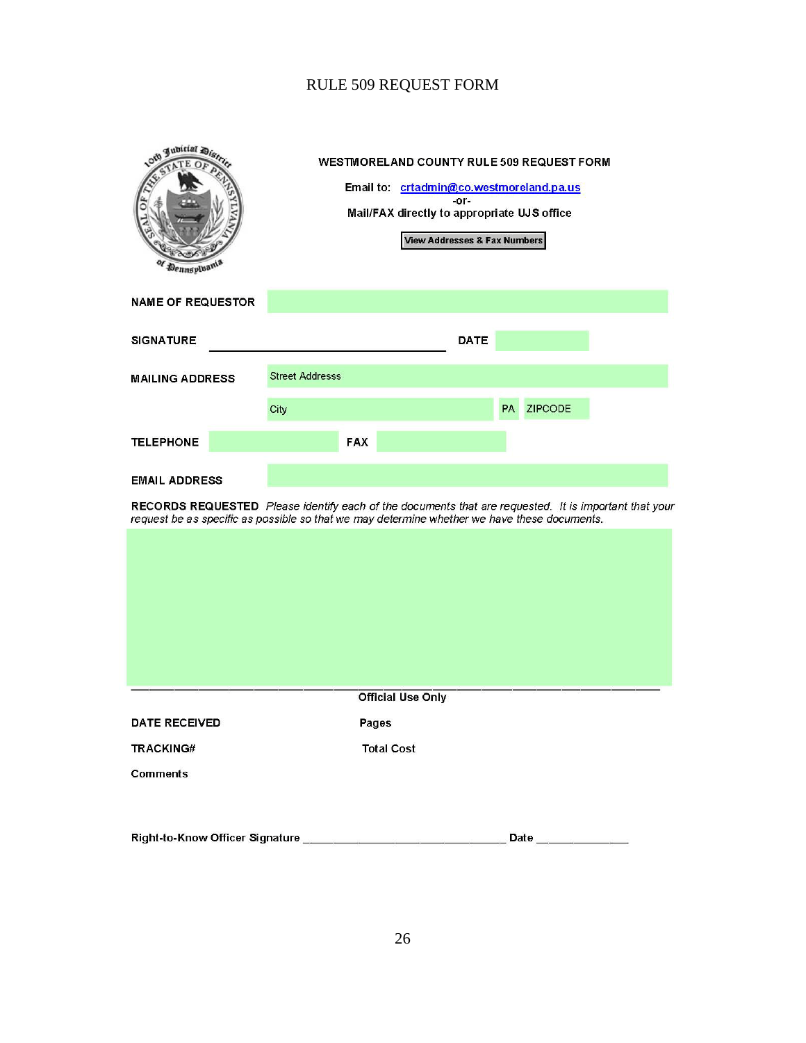# RULE 509 REQUEST FORM

## WESTMORELAND COUNTY RULE 509 REQUEST FORM

Email to: crtadmin@co.westmoreland.pa.us

-or-

Mail/FAX directly to appropriate UJS office

View Addresses & Fax Numbers

**NAME OF REQUESTOR**

**SIGNATURE** ______________________________ **DATE**

**MAILING ADDRESS** Street Addresss

City PA ZIPCODE

**TELEPHONE** **FAX**

**EMAIL ADDRESS**

**RECORDS REQUESTED** *Please identify each of the documents that are requested. It is important that your request be as specific as possible so that we may determine whether we have these documents.*

---

**Official Use Only**

**DATE RECEIVED** **Pages**

**TRACKING#** **Total Cost**

**Comments**

**Right-to-Know Officer Signature** ______________________________ **Date** ______________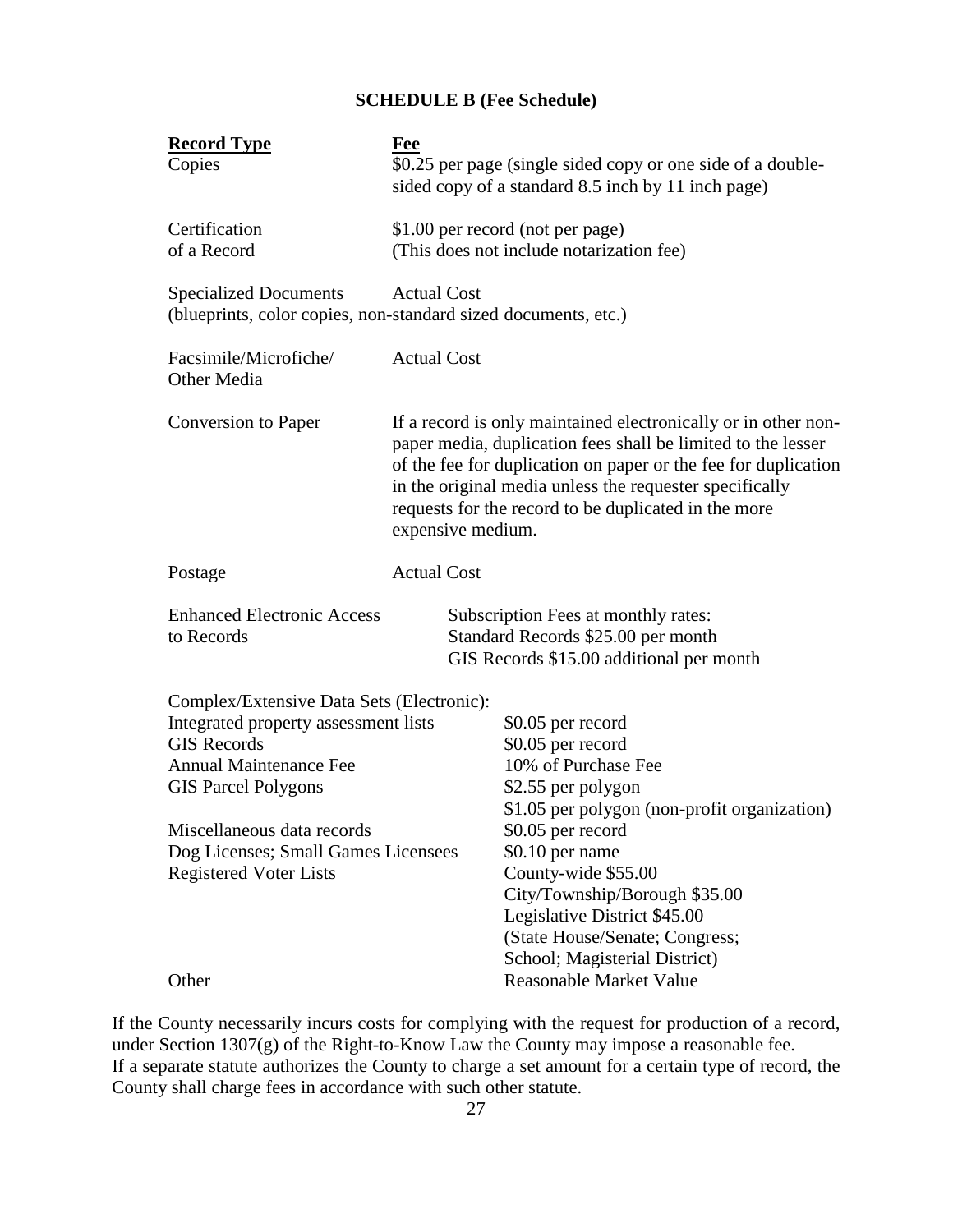**SCHEDULE B (Fee Schedule)**

| **Record Type** | **Fee** |
|---|---|
| Copies | $0.25 per page (single sided copy or one side of a double-sided copy of a standard 8.5 inch by 11 inch page) |
| Certification of a Record | $1.00 per record (not per page) (This does not include notarization fee) |
| Specialized Documents (blueprints, color copies, non-standard sized documents, etc.) | Actual Cost |
| Facsimile/Microfiche/ Other Media | Actual Cost |
| Conversion to Paper | If a record is only maintained electronically or in other non-paper media, duplication fees shall be limited to the lesser of the fee for duplication on paper or the fee for duplication in the original media unless the requester specifically requests for the record to be duplicated in the more expensive medium. |
| Postage | Actual Cost |
| Enhanced Electronic Access to Records | Subscription Fees at monthly rates: Standard Records $25.00 per month; GIS Records $15.00 additional per month |

Complex/Extensive Data Sets (Electronic):

| | |
|---|---|
| Integrated property assessment lists | $0.05 per record |
| GIS Records | $0.05 per record |
| Annual Maintenance Fee | 10% of Purchase Fee |
| GIS Parcel Polygons | $2.55 per polygon<br>$1.05 per polygon (non-profit organization) |
| Miscellaneous data records | $0.05 per record |
| Dog Licenses; Small Games Licensees | $0.10 per name |
| Registered Voter Lists | County-wide $55.00<br>City/Township/Borough $35.00<br>Legislative District $45.00<br>(State House/Senate; Congress; School; Magisterial District) |
| Other | Reasonable Market Value |

If the County necessarily incurs costs for complying with the request for production of a record, under Section 1307(g) of the Right-to-Know Law the County may impose a reasonable fee. If a separate statute authorizes the County to charge a set amount for a certain type of record, the County shall charge fees in accordance with such other statute.